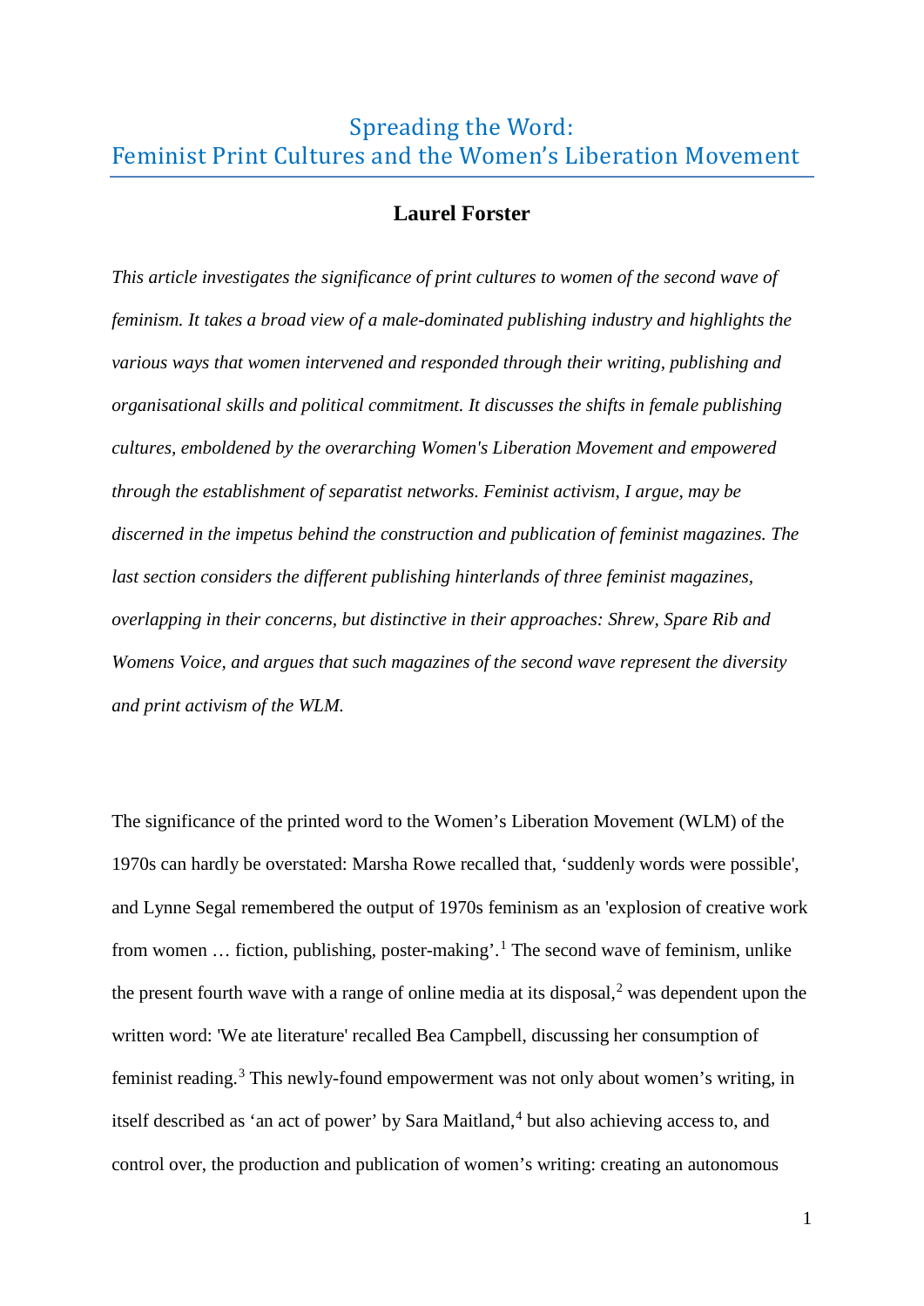# Spreading the Word: Feminist Print Cultures and the Women's Liberation Movement

**Laurel Forster**

*This article investigates the significance of print cultures to women of the second wave of feminism. It takes a broad view of a male-dominated publishing industry and highlights the various ways that women intervened and responded through their writing, publishing and organisational skills and political commitment. It discusses the shifts in female publishing cultures, emboldened by the overarching Women's Liberation Movement and empowered through the establishment of separatist networks. Feminist activism, I argue, may be discerned in the impetus behind the construction and publication of feminist magazines. The last section considers the different publishing hinterlands of three feminist magazines, overlapping in their concerns, but distinctive in their approaches: Shrew, Spare Rib and Womens Voice, and argues that such magazines of the second wave represent the diversity and print activism of the WLM.*

The significance of the printed word to the Women's Liberation Movement (WLM) of the 1970s can hardly be overstated: Marsha Rowe recalled that, 'suddenly words were possible', and Lynne Segal remembered the output of 1970s feminism as an 'explosion of creative work from women … fiction, publishing, poster-making'.[1] The second wave of feminism, unlike the present fourth wave with a range of online media at its disposal,[2] was dependent upon the written word: 'We ate literature' recalled Bea Campbell, discussing her consumption of feminist reading.[3] This newly-found empowerment was not only about women's writing, in itself described as 'an act of power' by Sara Maitland,[4] but also achieving access to, and control over, the production and publication of women's writing: creating an autonomous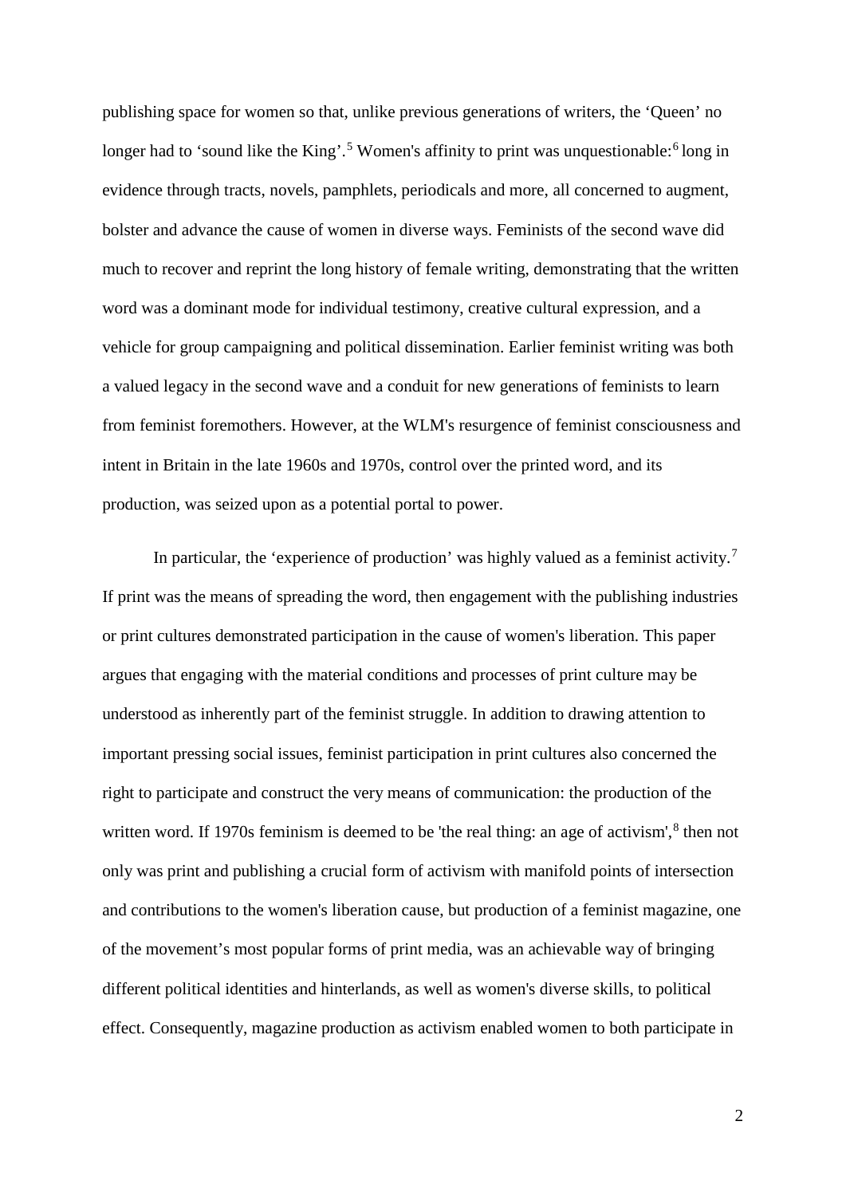publishing space for women so that, unlike previous generations of writers, the 'Queen' no longer had to 'sound like the King'.[5] Women's affinity to print was unquestionable:[6] long in evidence through tracts, novels, pamphlets, periodicals and more, all concerned to augment, bolster and advance the cause of women in diverse ways. Feminists of the second wave did much to recover and reprint the long history of female writing, demonstrating that the written word was a dominant mode for individual testimony, creative cultural expression, and a vehicle for group campaigning and political dissemination. Earlier feminist writing was both a valued legacy in the second wave and a conduit for new generations of feminists to learn from feminist foremothers. However, at the WLM's resurgence of feminist consciousness and intent in Britain in the late 1960s and 1970s, control over the printed word, and its production, was seized upon as a potential portal to power.

In particular, the 'experience of production' was highly valued as a feminist activity.[7] If print was the means of spreading the word, then engagement with the publishing industries or print cultures demonstrated participation in the cause of women's liberation. This paper argues that engaging with the material conditions and processes of print culture may be understood as inherently part of the feminist struggle. In addition to drawing attention to important pressing social issues, feminist participation in print cultures also concerned the right to participate and construct the very means of communication: the production of the written word. If 1970s feminism is deemed to be 'the real thing: an age of activism',[8] then not only was print and publishing a crucial form of activism with manifold points of intersection and contributions to the women's liberation cause, but production of a feminist magazine, one of the movement's most popular forms of print media, was an achievable way of bringing different political identities and hinterlands, as well as women's diverse skills, to political effect. Consequently, magazine production as activism enabled women to both participate in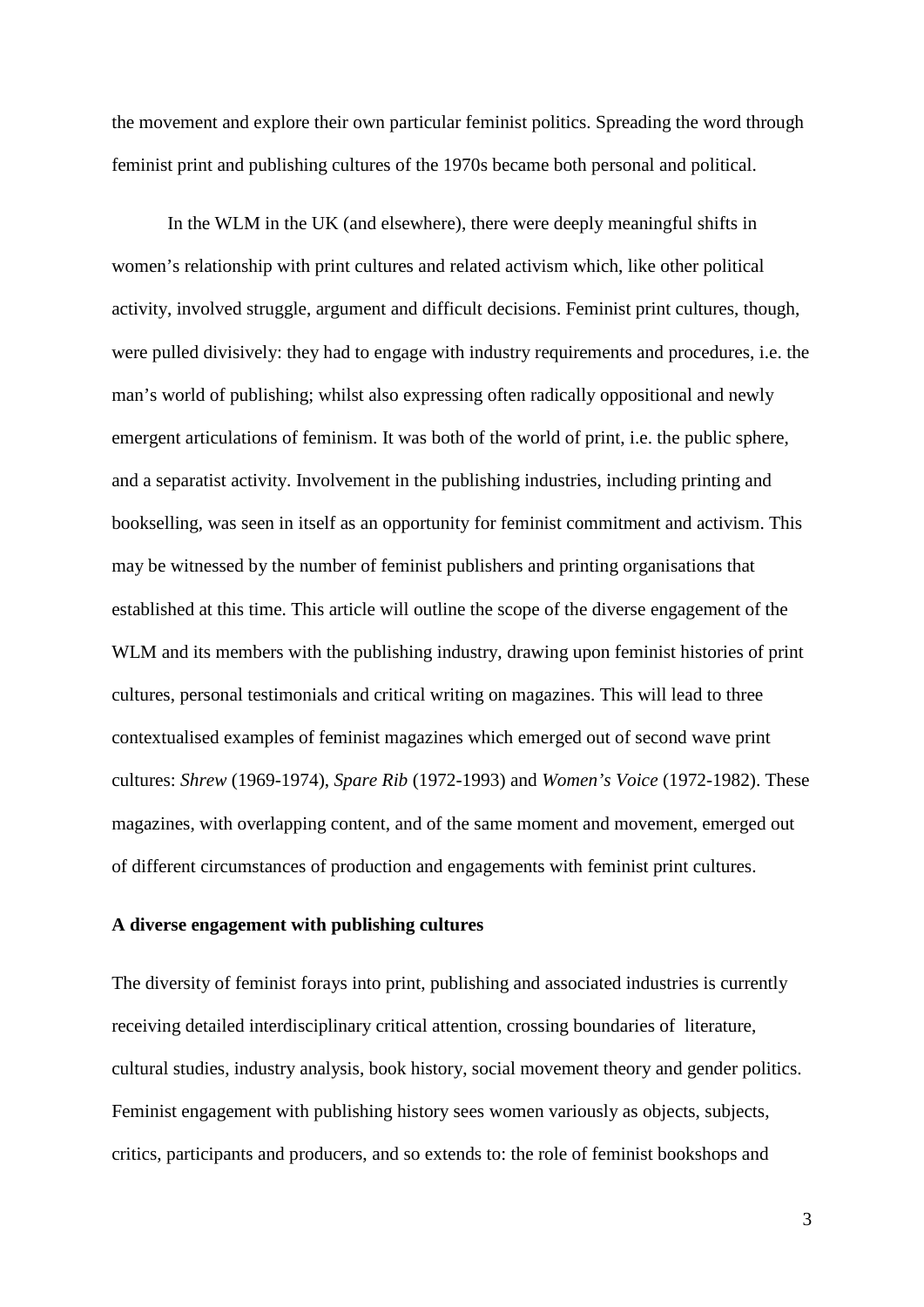the movement and explore their own particular feminist politics. Spreading the word through feminist print and publishing cultures of the 1970s became both personal and political.

In the WLM in the UK (and elsewhere), there were deeply meaningful shifts in women's relationship with print cultures and related activism which, like other political activity, involved struggle, argument and difficult decisions. Feminist print cultures, though, were pulled divisively: they had to engage with industry requirements and procedures, i.e. the man's world of publishing; whilst also expressing often radically oppositional and newly emergent articulations of feminism. It was both of the world of print, i.e. the public sphere, and a separatist activity. Involvement in the publishing industries, including printing and bookselling, was seen in itself as an opportunity for feminist commitment and activism. This may be witnessed by the number of feminist publishers and printing organisations that established at this time. This article will outline the scope of the diverse engagement of the WLM and its members with the publishing industry, drawing upon feminist histories of print cultures, personal testimonials and critical writing on magazines. This will lead to three contextualised examples of feminist magazines which emerged out of second wave print cultures: *Shrew* (1969-1974), *Spare Rib* (1972-1993) and *Women's Voice* (1972-1982). These magazines, with overlapping content, and of the same moment and movement, emerged out of different circumstances of production and engagements with feminist print cultures.

**A diverse engagement with publishing cultures**

The diversity of feminist forays into print, publishing and associated industries is currently receiving detailed interdisciplinary critical attention, crossing boundaries of literature, cultural studies, industry analysis, book history, social movement theory and gender politics. Feminist engagement with publishing history sees women variously as objects, subjects, critics, participants and producers, and so extends to: the role of feminist bookshops and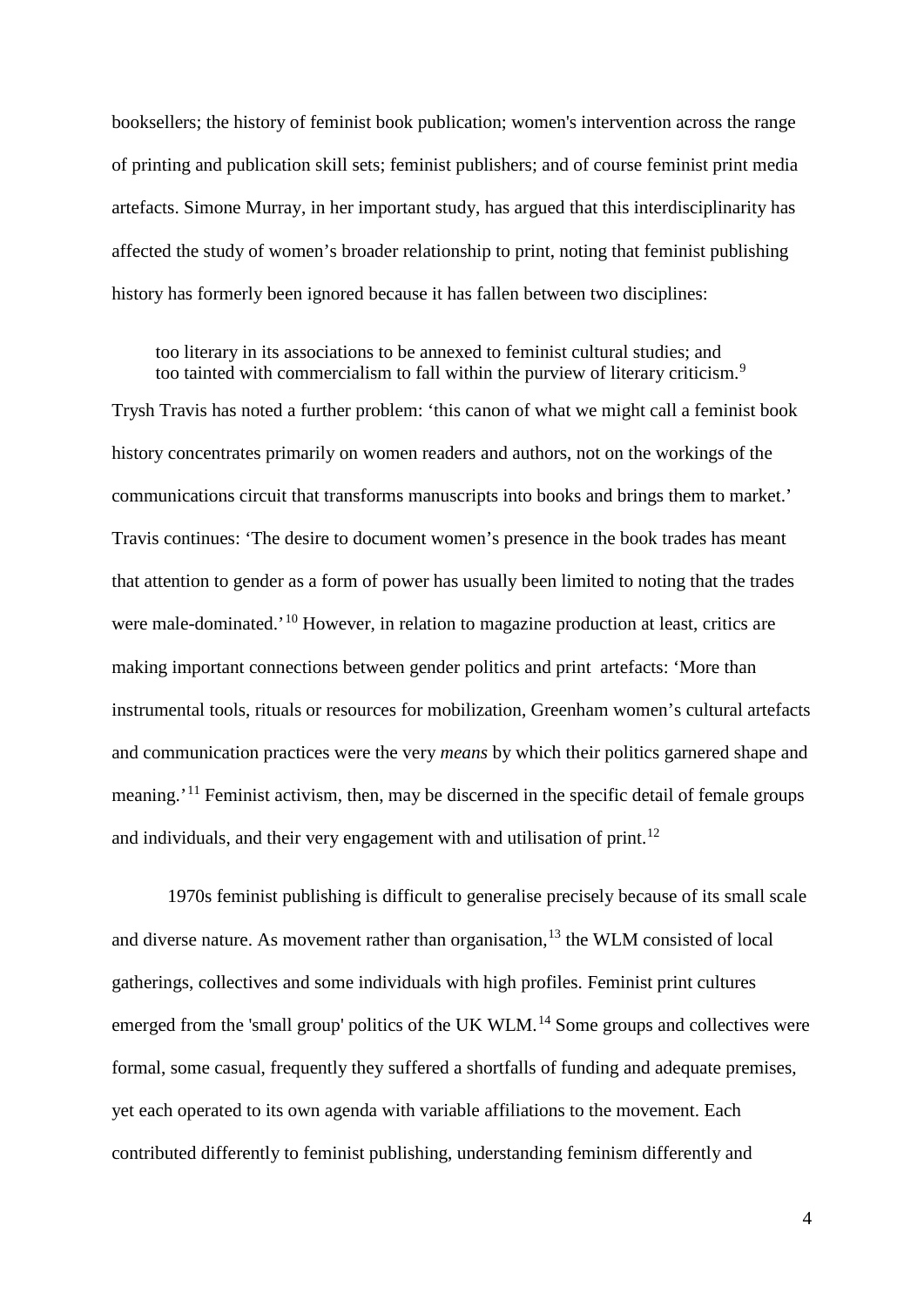booksellers; the history of feminist book publication; women's intervention across the range of printing and publication skill sets; feminist publishers; and of course feminist print media artefacts. Simone Murray, in her important study, has argued that this interdisciplinarity has affected the study of women's broader relationship to print, noting that feminist publishing history has formerly been ignored because it has fallen between two disciplines:

> too literary in its associations to be annexed to feminist cultural studies; and too tainted with commercialism to fall within the purview of literary criticism.[9]

Trysh Travis has noted a further problem: 'this canon of what we might call a feminist book history concentrates primarily on women readers and authors, not on the workings of the communications circuit that transforms manuscripts into books and brings them to market.' Travis continues: 'The desire to document women's presence in the book trades has meant that attention to gender as a form of power has usually been limited to noting that the trades were male-dominated.'[10] However, in relation to magazine production at least, critics are making important connections between gender politics and print artefacts: 'More than instrumental tools, rituals or resources for mobilization, Greenham women's cultural artefacts and communication practices were the very *means* by which their politics garnered shape and meaning.'[11] Feminist activism, then, may be discerned in the specific detail of female groups and individuals, and their very engagement with and utilisation of print.[12]

1970s feminist publishing is difficult to generalise precisely because of its small scale and diverse nature. As movement rather than organisation,[13] the WLM consisted of local gatherings, collectives and some individuals with high profiles. Feminist print cultures emerged from the 'small group' politics of the UK WLM.[14] Some groups and collectives were formal, some casual, frequently they suffered a shortfalls of funding and adequate premises, yet each operated to its own agenda with variable affiliations to the movement. Each contributed differently to feminist publishing, understanding feminism differently and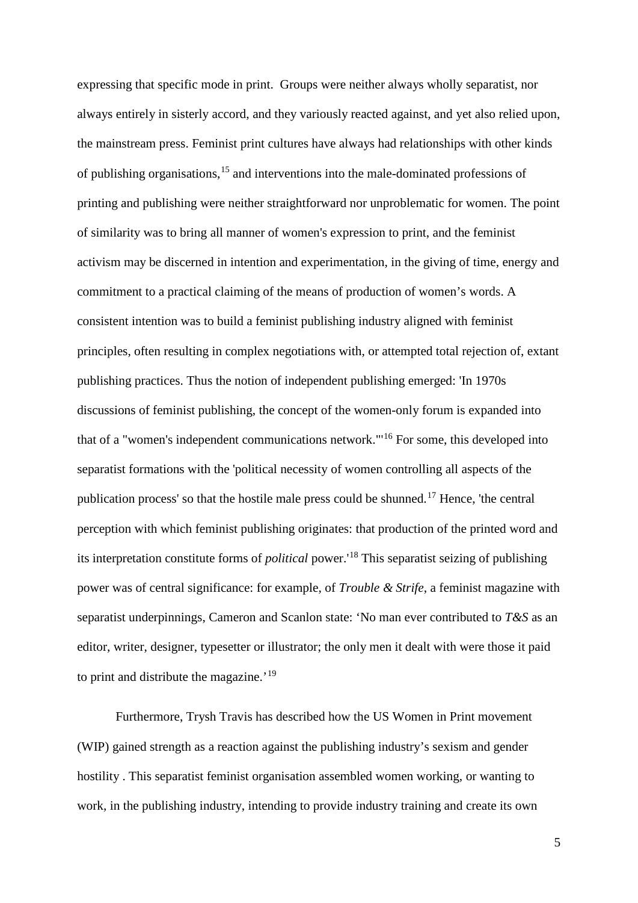expressing that specific mode in print. Groups were neither always wholly separatist, nor always entirely in sisterly accord, and they variously reacted against, and yet also relied upon, the mainstream press. Feminist print cultures have always had relationships with other kinds of publishing organisations,[15] and interventions into the male-dominated professions of printing and publishing were neither straightforward nor unproblematic for women. The point of similarity was to bring all manner of women's expression to print, and the feminist activism may be discerned in intention and experimentation, in the giving of time, energy and commitment to a practical claiming of the means of production of women's words. A consistent intention was to build a feminist publishing industry aligned with feminist principles, often resulting in complex negotiations with, or attempted total rejection of, extant publishing practices. Thus the notion of independent publishing emerged: 'In 1970s discussions of feminist publishing, the concept of the women-only forum is expanded into that of a "women's independent communications network."'[16] For some, this developed into separatist formations with the 'political necessity of women controlling all aspects of the publication process' so that the hostile male press could be shunned.[17] Hence, 'the central perception with which feminist publishing originates: that production of the printed word and its interpretation constitute forms of *political* power.'[18] This separatist seizing of publishing power was of central significance: for example, of *Trouble & Strife*, a feminist magazine with separatist underpinnings, Cameron and Scanlon state: 'No man ever contributed to *T&S* as an editor, writer, designer, typesetter or illustrator; the only men it dealt with were those it paid to print and distribute the magazine.'[19]

Furthermore, Trysh Travis has described how the US Women in Print movement (WIP) gained strength as a reaction against the publishing industry's sexism and gender hostility . This separatist feminist organisation assembled women working, or wanting to work, in the publishing industry, intending to provide industry training and create its own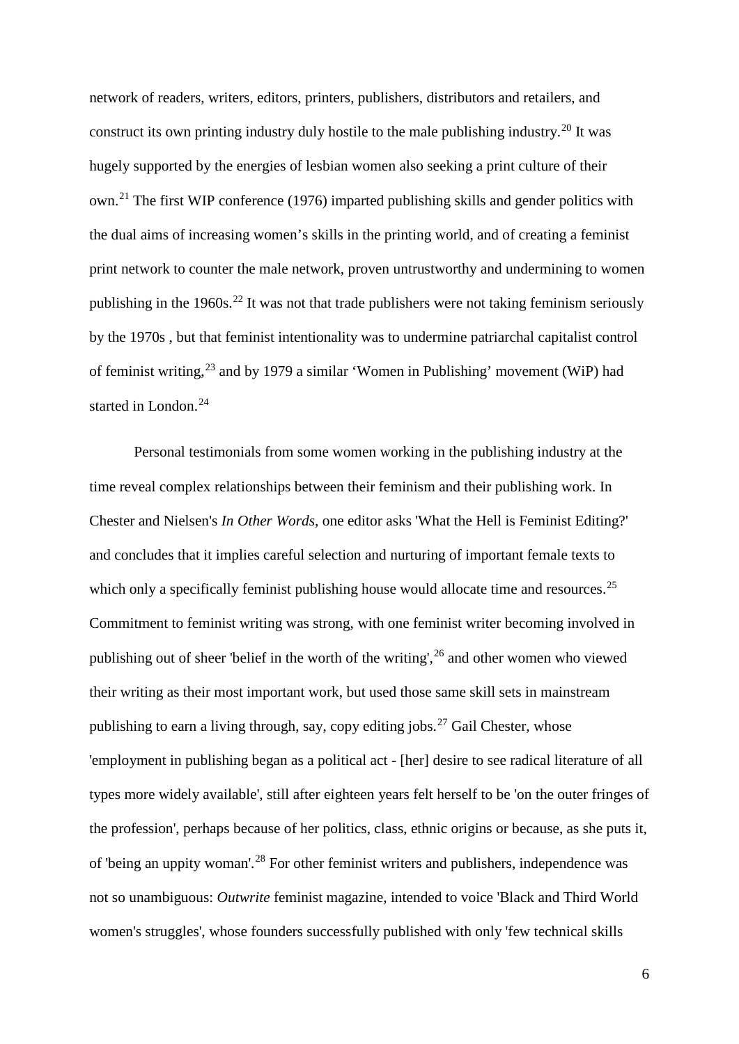network of readers, writers, editors, printers, publishers, distributors and retailers, and construct its own printing industry duly hostile to the male publishing industry.[20] It was hugely supported by the energies of lesbian women also seeking a print culture of their own.[21] The first WIP conference (1976) imparted publishing skills and gender politics with the dual aims of increasing women's skills in the printing world, and of creating a feminist print network to counter the male network, proven untrustworthy and undermining to women publishing in the 1960s.[22] It was not that trade publishers were not taking feminism seriously by the 1970s , but that feminist intentionality was to undermine patriarchal capitalist control of feminist writing,[23] and by 1979 a similar 'Women in Publishing' movement (WiP) had started in London.[24]

Personal testimonials from some women working in the publishing industry at the time reveal complex relationships between their feminism and their publishing work. In Chester and Nielsen's *In Other Words*, one editor asks 'What the Hell is Feminist Editing?' and concludes that it implies careful selection and nurturing of important female texts to which only a specifically feminist publishing house would allocate time and resources.[25] Commitment to feminist writing was strong, with one feminist writer becoming involved in publishing out of sheer 'belief in the worth of the writing',[26] and other women who viewed their writing as their most important work, but used those same skill sets in mainstream publishing to earn a living through, say, copy editing jobs.[27] Gail Chester, whose 'employment in publishing began as a political act - [her] desire to see radical literature of all types more widely available', still after eighteen years felt herself to be 'on the outer fringes of the profession', perhaps because of her politics, class, ethnic origins or because, as she puts it, of 'being an uppity woman'.[28] For other feminist writers and publishers, independence was not so unambiguous: *Outwrite* feminist magazine, intended to voice 'Black and Third World women's struggles', whose founders successfully published with only 'few technical skills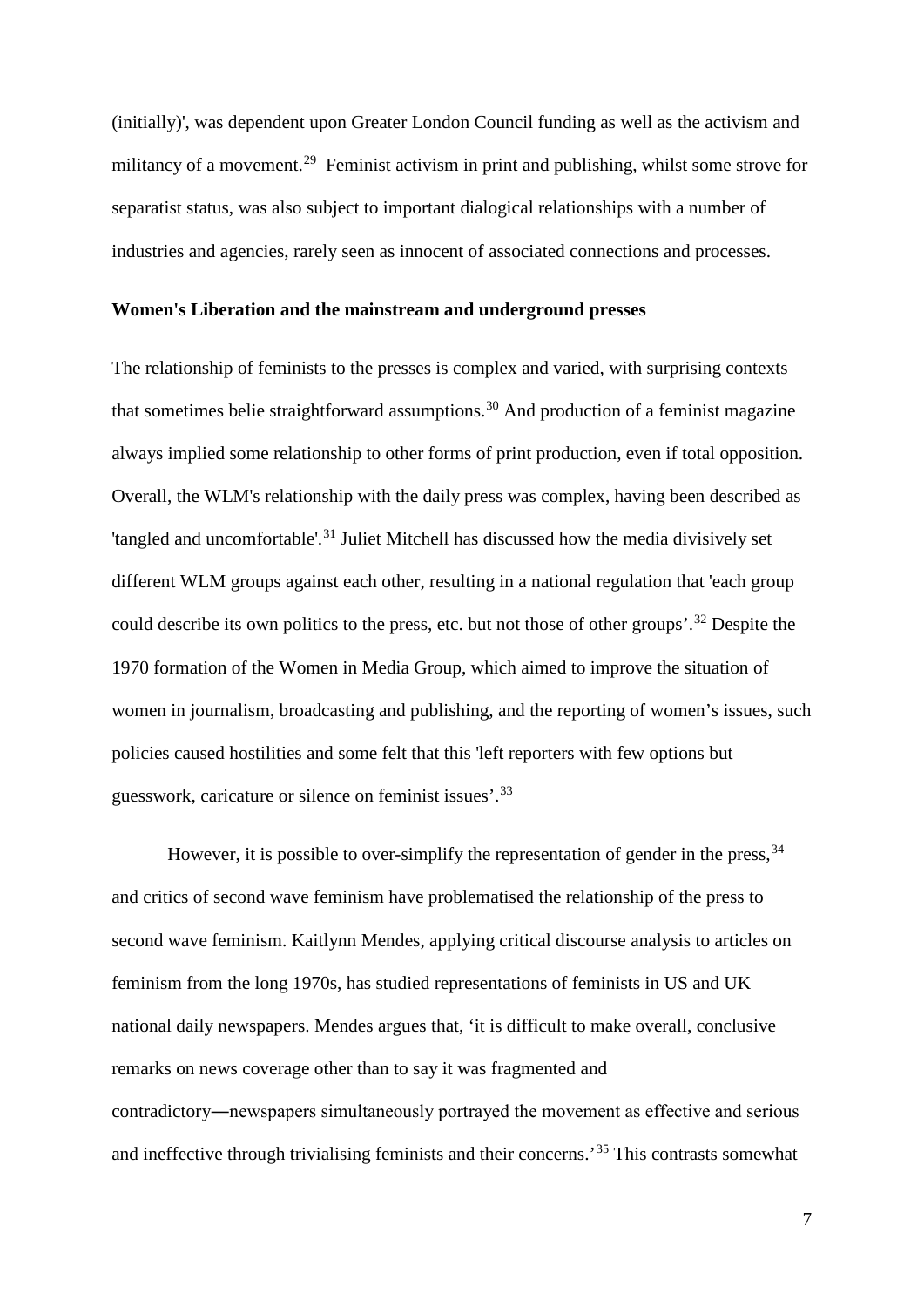(initially)', was dependent upon Greater London Council funding as well as the activism and militancy of a movement.[29] Feminist activism in print and publishing, whilst some strove for separatist status, was also subject to important dialogical relationships with a number of industries and agencies, rarely seen as innocent of associated connections and processes.

**Women's Liberation and the mainstream and underground presses**

The relationship of feminists to the presses is complex and varied, with surprising contexts that sometimes belie straightforward assumptions.[30] And production of a feminist magazine always implied some relationship to other forms of print production, even if total opposition. Overall, the WLM's relationship with the daily press was complex, having been described as 'tangled and uncomfortable'.[31] Juliet Mitchell has discussed how the media divisively set different WLM groups against each other, resulting in a national regulation that 'each group could describe its own politics to the press, etc. but not those of other groups'.[32] Despite the 1970 formation of the Women in Media Group, which aimed to improve the situation of women in journalism, broadcasting and publishing, and the reporting of women's issues, such policies caused hostilities and some felt that this 'left reporters with few options but guesswork, caricature or silence on feminist issues'.[33]

However, it is possible to over-simplify the representation of gender in the press,[34] and critics of second wave feminism have problematised the relationship of the press to second wave feminism. Kaitlynn Mendes, applying critical discourse analysis to articles on feminism from the long 1970s, has studied representations of feminists in US and UK national daily newspapers. Mendes argues that, 'it is difficult to make overall, conclusive remarks on news coverage other than to say it was fragmented and contradictory―newspapers simultaneously portrayed the movement as effective and serious and ineffective through trivialising feminists and their concerns.'[35] This contrasts somewhat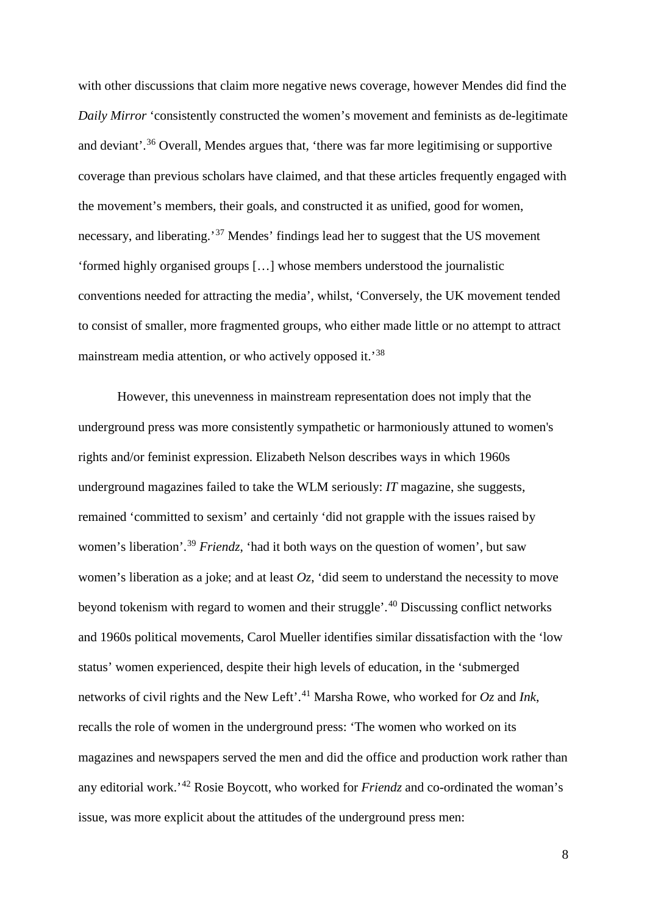with other discussions that claim more negative news coverage, however Mendes did find the *Daily Mirror* 'consistently constructed the women's movement and feminists as de-legitimate and deviant'.[36] Overall, Mendes argues that, 'there was far more legitimising or supportive coverage than previous scholars have claimed, and that these articles frequently engaged with the movement's members, their goals, and constructed it as unified, good for women, necessary, and liberating.'[37] Mendes' findings lead her to suggest that the US movement 'formed highly organised groups […] whose members understood the journalistic conventions needed for attracting the media', whilst, 'Conversely, the UK movement tended to consist of smaller, more fragmented groups, who either made little or no attempt to attract mainstream media attention, or who actively opposed it.'[38]

However, this unevenness in mainstream representation does not imply that the underground press was more consistently sympathetic or harmoniously attuned to women's rights and/or feminist expression. Elizabeth Nelson describes ways in which 1960s underground magazines failed to take the WLM seriously: *IT* magazine, she suggests, remained 'committed to sexism' and certainly 'did not grapple with the issues raised by women's liberation'.[39] *Friendz*, 'had it both ways on the question of women', but saw women's liberation as a joke; and at least *Oz,* 'did seem to understand the necessity to move beyond tokenism with regard to women and their struggle'.[40] Discussing conflict networks and 1960s political movements, Carol Mueller identifies similar dissatisfaction with the 'low status' women experienced, despite their high levels of education, in the 'submerged networks of civil rights and the New Left'.[41] Marsha Rowe, who worked for *Oz* and *Ink*, recalls the role of women in the underground press: 'The women who worked on its magazines and newspapers served the men and did the office and production work rather than any editorial work.'[42] Rosie Boycott, who worked for *Friendz* and co-ordinated the woman's issue, was more explicit about the attitudes of the underground press men: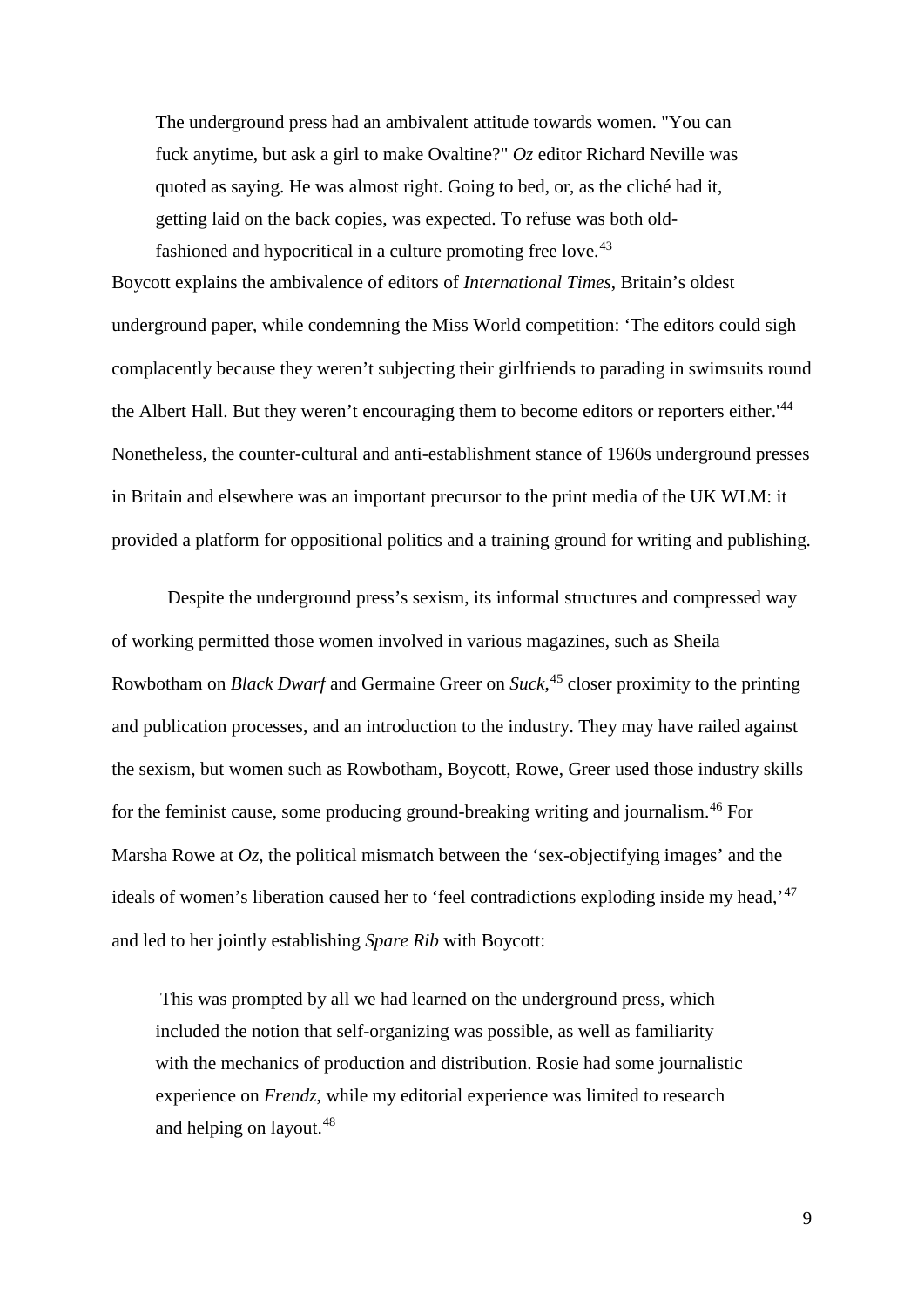> The underground press had an ambivalent attitude towards women. "You can fuck anytime, but ask a girl to make Ovaltine?" *Oz* editor Richard Neville was quoted as saying. He was almost right. Going to bed, or, as the cliché had it, getting laid on the back copies, was expected. To refuse was both old-fashioned and hypocritical in a culture promoting free love.[43]

Boycott explains the ambivalence of editors of *International Times*, Britain's oldest underground paper, while condemning the Miss World competition: 'The editors could sigh complacently because they weren't subjecting their girlfriends to parading in swimsuits round the Albert Hall. But they weren't encouraging them to become editors or reporters either.'[44] Nonetheless, the counter-cultural and anti-establishment stance of 1960s underground presses in Britain and elsewhere was an important precursor to the print media of the UK WLM: it provided a platform for oppositional politics and a training ground for writing and publishing.

Despite the underground press's sexism, its informal structures and compressed way of working permitted those women involved in various magazines, such as Sheila Rowbotham on *Black Dwarf* and Germaine Greer on *Suck*,[45] closer proximity to the printing and publication processes, and an introduction to the industry. They may have railed against the sexism, but women such as Rowbotham, Boycott, Rowe, Greer used those industry skills for the feminist cause, some producing ground-breaking writing and journalism.[46] For Marsha Rowe at *Oz*, the political mismatch between the 'sex-objectifying images' and the ideals of women's liberation caused her to 'feel contradictions exploding inside my head,'[47] and led to her jointly establishing *Spare Rib* with Boycott:

> This was prompted by all we had learned on the underground press, which included the notion that self-organizing was possible, as well as familiarity with the mechanics of production and distribution. Rosie had some journalistic experience on *Frendz*, while my editorial experience was limited to research and helping on layout.[48]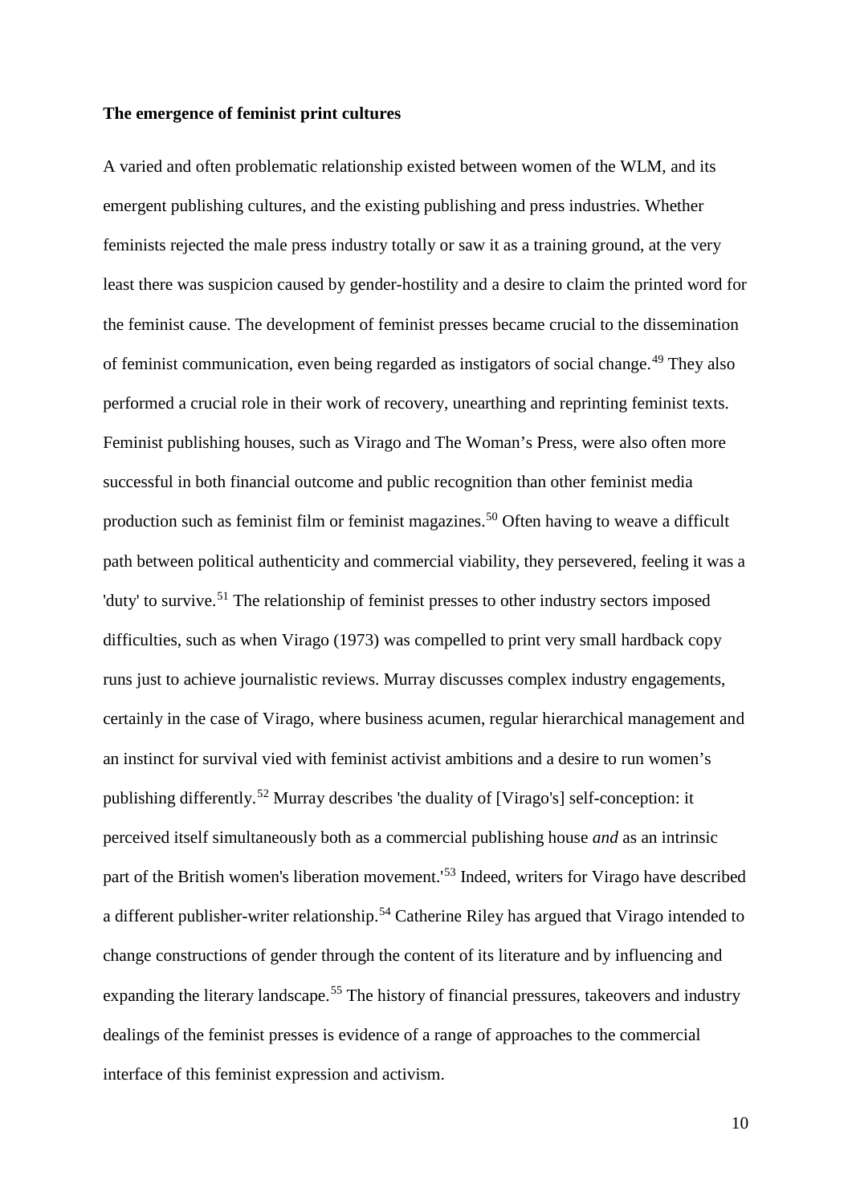**The emergence of feminist print cultures**

A varied and often problematic relationship existed between women of the WLM, and its emergent publishing cultures, and the existing publishing and press industries. Whether feminists rejected the male press industry totally or saw it as a training ground, at the very least there was suspicion caused by gender-hostility and a desire to claim the printed word for the feminist cause. The development of feminist presses became crucial to the dissemination of feminist communication, even being regarded as instigators of social change.[49] They also performed a crucial role in their work of recovery, unearthing and reprinting feminist texts. Feminist publishing houses, such as Virago and The Woman's Press, were also often more successful in both financial outcome and public recognition than other feminist media production such as feminist film or feminist magazines.[50] Often having to weave a difficult path between political authenticity and commercial viability, they persevered, feeling it was a 'duty' to survive.[51] The relationship of feminist presses to other industry sectors imposed difficulties, such as when Virago (1973) was compelled to print very small hardback copy runs just to achieve journalistic reviews. Murray discusses complex industry engagements, certainly in the case of Virago, where business acumen, regular hierarchical management and an instinct for survival vied with feminist activist ambitions and a desire to run women's publishing differently.[52] Murray describes 'the duality of [Virago's] self-conception: it perceived itself simultaneously both as a commercial publishing house *and* as an intrinsic part of the British women's liberation movement.'[53] Indeed, writers for Virago have described a different publisher-writer relationship.[54] Catherine Riley has argued that Virago intended to change constructions of gender through the content of its literature and by influencing and expanding the literary landscape.[55] The history of financial pressures, takeovers and industry dealings of the feminist presses is evidence of a range of approaches to the commercial interface of this feminist expression and activism.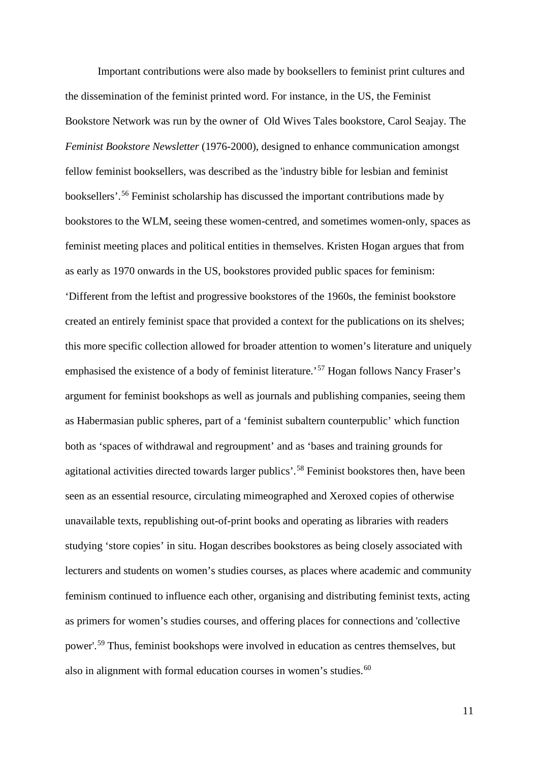Important contributions were also made by booksellers to feminist print cultures and the dissemination of the feminist printed word. For instance, in the US, the Feminist Bookstore Network was run by the owner of Old Wives Tales bookstore, Carol Seajay. The *Feminist Bookstore Newsletter* (1976-2000), designed to enhance communication amongst fellow feminist booksellers, was described as the 'industry bible for lesbian and feminist booksellers'.[56] Feminist scholarship has discussed the important contributions made by bookstores to the WLM, seeing these women-centred, and sometimes women-only, spaces as feminist meeting places and political entities in themselves. Kristen Hogan argues that from as early as 1970 onwards in the US, bookstores provided public spaces for feminism: 'Different from the leftist and progressive bookstores of the 1960s, the feminist bookstore created an entirely feminist space that provided a context for the publications on its shelves; this more specific collection allowed for broader attention to women's literature and uniquely emphasised the existence of a body of feminist literature.'[57] Hogan follows Nancy Fraser's argument for feminist bookshops as well as journals and publishing companies, seeing them as Habermasian public spheres, part of a 'feminist subaltern counterpublic' which function both as 'spaces of withdrawal and regroupment' and as 'bases and training grounds for agitational activities directed towards larger publics'.[58] Feminist bookstores then, have been seen as an essential resource, circulating mimeographed and Xeroxed copies of otherwise unavailable texts, republishing out-of-print books and operating as libraries with readers studying 'store copies' in situ. Hogan describes bookstores as being closely associated with lecturers and students on women's studies courses, as places where academic and community feminism continued to influence each other, organising and distributing feminist texts, acting as primers for women's studies courses, and offering places for connections and 'collective power'.[59] Thus, feminist bookshops were involved in education as centres themselves, but also in alignment with formal education courses in women's studies.[60]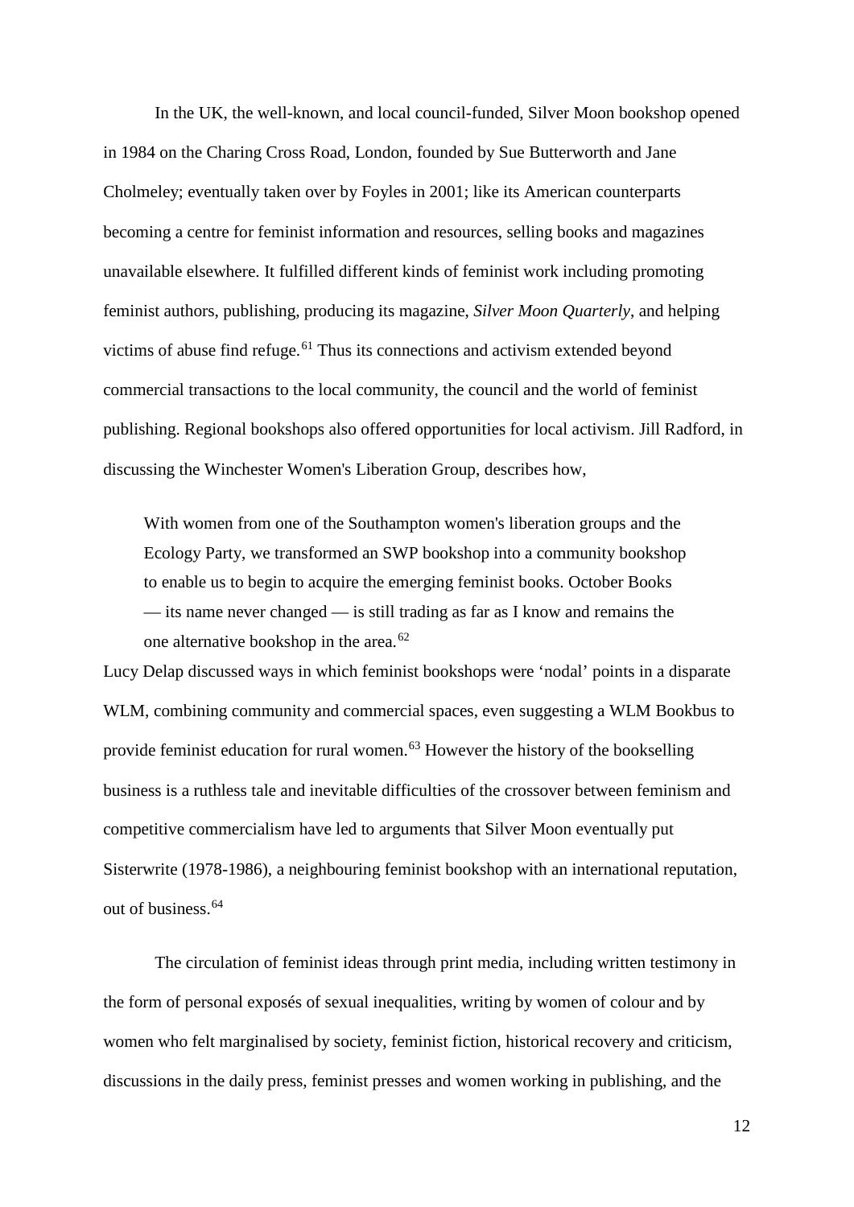In the UK, the well-known, and local council-funded, Silver Moon bookshop opened in 1984 on the Charing Cross Road, London, founded by Sue Butterworth and Jane Cholmeley; eventually taken over by Foyles in 2001; like its American counterparts becoming a centre for feminist information and resources, selling books and magazines unavailable elsewhere. It fulfilled different kinds of feminist work including promoting feminist authors, publishing, producing its magazine, *Silver Moon Quarterly*, and helping victims of abuse find refuge.[61] Thus its connections and activism extended beyond commercial transactions to the local community, the council and the world of feminist publishing. Regional bookshops also offered opportunities for local activism. Jill Radford, in discussing the Winchester Women's Liberation Group, describes how,

> With women from one of the Southampton women's liberation groups and the Ecology Party, we transformed an SWP bookshop into a community bookshop to enable us to begin to acquire the emerging feminist books. October Books — its name never changed — is still trading as far as I know and remains the one alternative bookshop in the area.[62]

Lucy Delap discussed ways in which feminist bookshops were 'nodal' points in a disparate WLM, combining community and commercial spaces, even suggesting a WLM Bookbus to provide feminist education for rural women.[63] However the history of the bookselling business is a ruthless tale and inevitable difficulties of the crossover between feminism and competitive commercialism have led to arguments that Silver Moon eventually put Sisterwrite (1978-1986), a neighbouring feminist bookshop with an international reputation, out of business.[64]

The circulation of feminist ideas through print media, including written testimony in the form of personal exposés of sexual inequalities, writing by women of colour and by women who felt marginalised by society, feminist fiction, historical recovery and criticism, discussions in the daily press, feminist presses and women working in publishing, and the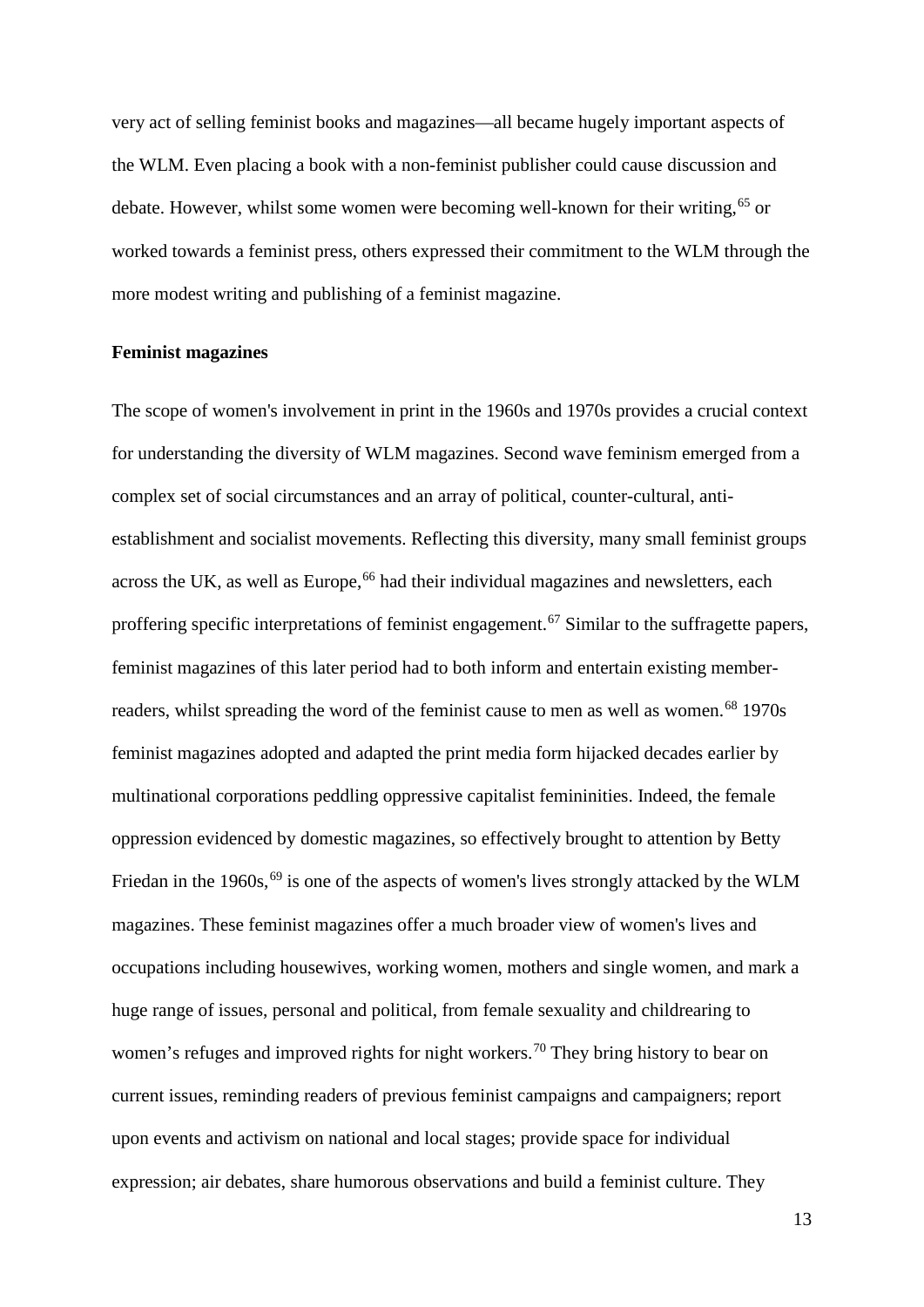very act of selling feminist books and magazines—all became hugely important aspects of the WLM. Even placing a book with a non-feminist publisher could cause discussion and debate. However, whilst some women were becoming well-known for their writing,[65] or worked towards a feminist press, others expressed their commitment to the WLM through the more modest writing and publishing of a feminist magazine.

**Feminist magazines**

The scope of women's involvement in print in the 1960s and 1970s provides a crucial context for understanding the diversity of WLM magazines. Second wave feminism emerged from a complex set of social circumstances and an array of political, counter-cultural, anti-establishment and socialist movements. Reflecting this diversity, many small feminist groups across the UK, as well as Europe,[66] had their individual magazines and newsletters, each proffering specific interpretations of feminist engagement.[67] Similar to the suffragette papers, feminist magazines of this later period had to both inform and entertain existing member-readers, whilst spreading the word of the feminist cause to men as well as women.[68] 1970s feminist magazines adopted and adapted the print media form hijacked decades earlier by multinational corporations peddling oppressive capitalist femininities. Indeed, the female oppression evidenced by domestic magazines, so effectively brought to attention by Betty Friedan in the 1960s,[69] is one of the aspects of women's lives strongly attacked by the WLM magazines. These feminist magazines offer a much broader view of women's lives and occupations including housewives, working women, mothers and single women, and mark a huge range of issues, personal and political, from female sexuality and childrearing to women's refuges and improved rights for night workers.[70] They bring history to bear on current issues, reminding readers of previous feminist campaigns and campaigners; report upon events and activism on national and local stages; provide space for individual expression; air debates, share humorous observations and build a feminist culture. They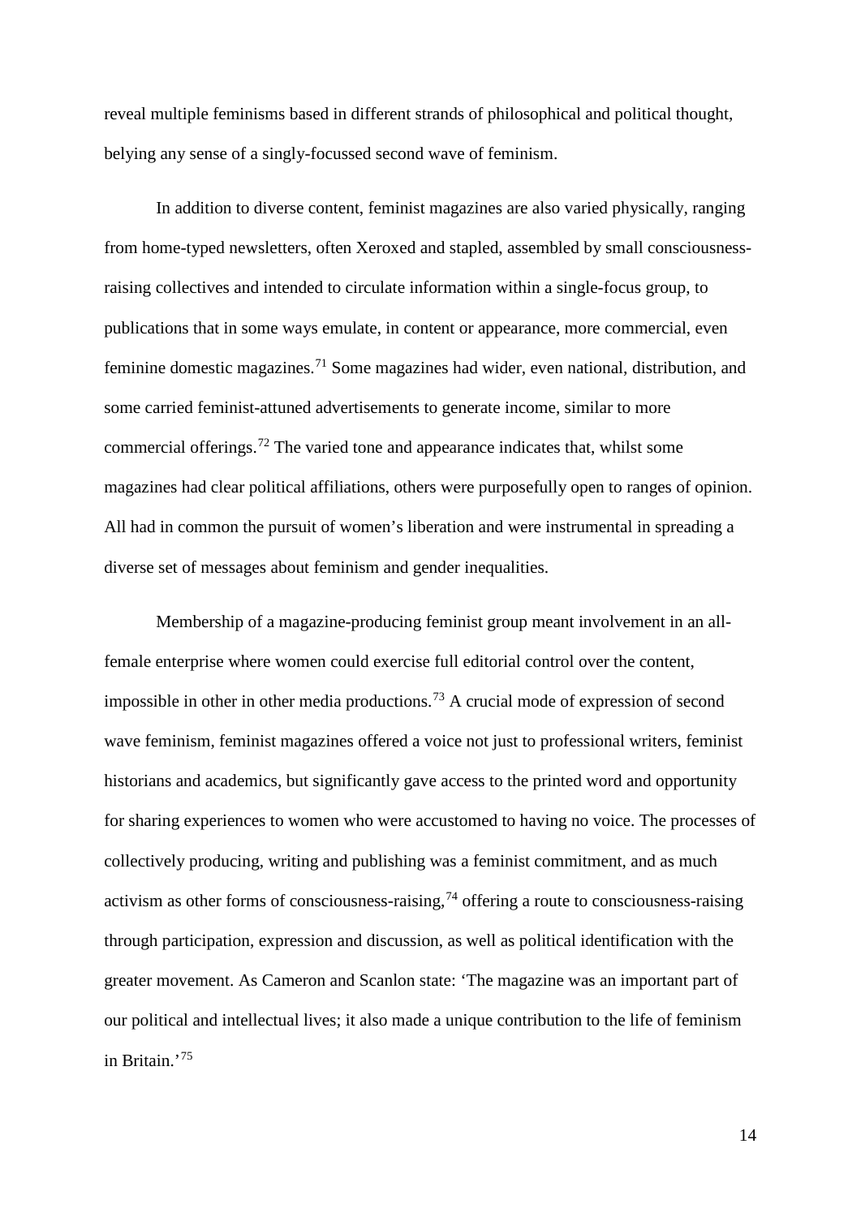reveal multiple feminisms based in different strands of philosophical and political thought, belying any sense of a singly-focussed second wave of feminism.

In addition to diverse content, feminist magazines are also varied physically, ranging from home-typed newsletters, often Xeroxed and stapled, assembled by small consciousness-raising collectives and intended to circulate information within a single-focus group, to publications that in some ways emulate, in content or appearance, more commercial, even feminine domestic magazines.[71] Some magazines had wider, even national, distribution, and some carried feminist-attuned advertisements to generate income, similar to more commercial offerings.[72] The varied tone and appearance indicates that, whilst some magazines had clear political affiliations, others were purposefully open to ranges of opinion. All had in common the pursuit of women's liberation and were instrumental in spreading a diverse set of messages about feminism and gender inequalities.

Membership of a magazine-producing feminist group meant involvement in an all-female enterprise where women could exercise full editorial control over the content, impossible in other in other media productions.[73] A crucial mode of expression of second wave feminism, feminist magazines offered a voice not just to professional writers, feminist historians and academics, but significantly gave access to the printed word and opportunity for sharing experiences to women who were accustomed to having no voice. The processes of collectively producing, writing and publishing was a feminist commitment, and as much activism as other forms of consciousness-raising,[74] offering a route to consciousness-raising through participation, expression and discussion, as well as political identification with the greater movement. As Cameron and Scanlon state: 'The magazine was an important part of our political and intellectual lives; it also made a unique contribution to the life of feminism in Britain.'[75]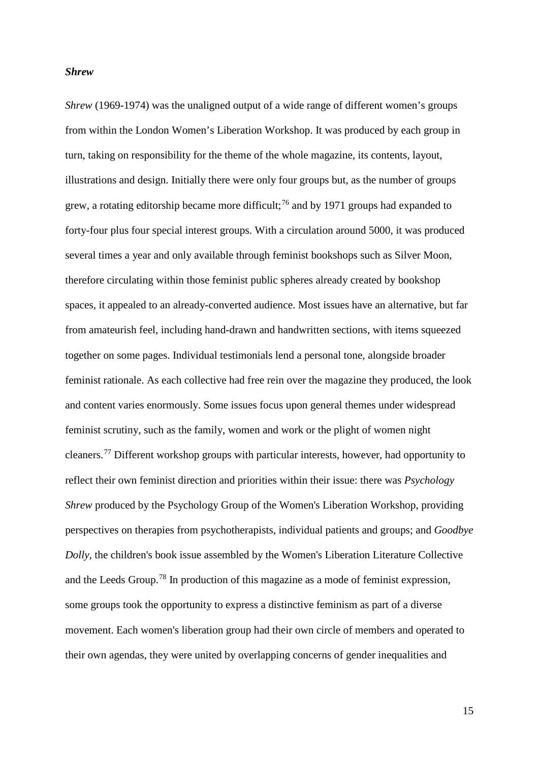### *Shrew*

*Shrew* (1969-1974) was the unaligned output of a wide range of different women's groups from within the London Women's Liberation Workshop. It was produced by each group in turn, taking on responsibility for the theme of the whole magazine, its contents, layout, illustrations and design. Initially there were only four groups but, as the number of groups grew, a rotating editorship became more difficult;[76] and by 1971 groups had expanded to forty-four plus four special interest groups. With a circulation around 5000, it was produced several times a year and only available through feminist bookshops such as Silver Moon, therefore circulating within those feminist public spheres already created by bookshop spaces, it appealed to an already-converted audience. Most issues have an alternative, but far from amateurish feel, including hand-drawn and handwritten sections, with items squeezed together on some pages. Individual testimonials lend a personal tone, alongside broader feminist rationale. As each collective had free rein over the magazine they produced, the look and content varies enormously. Some issues focus upon general themes under widespread feminist scrutiny, such as the family, women and work or the plight of women night cleaners.[77] Different workshop groups with particular interests, however, had opportunity to reflect their own feminist direction and priorities within their issue: there was *Psychology Shrew* produced by the Psychology Group of the Women's Liberation Workshop, providing perspectives on therapies from psychotherapists, individual patients and groups; and *Goodbye Dolly*, the children's book issue assembled by the Women's Liberation Literature Collective and the Leeds Group.[78] In production of this magazine as a mode of feminist expression, some groups took the opportunity to express a distinctive feminism as part of a diverse movement. Each women's liberation group had their own circle of members and operated to their own agendas, they were united by overlapping concerns of gender inequalities and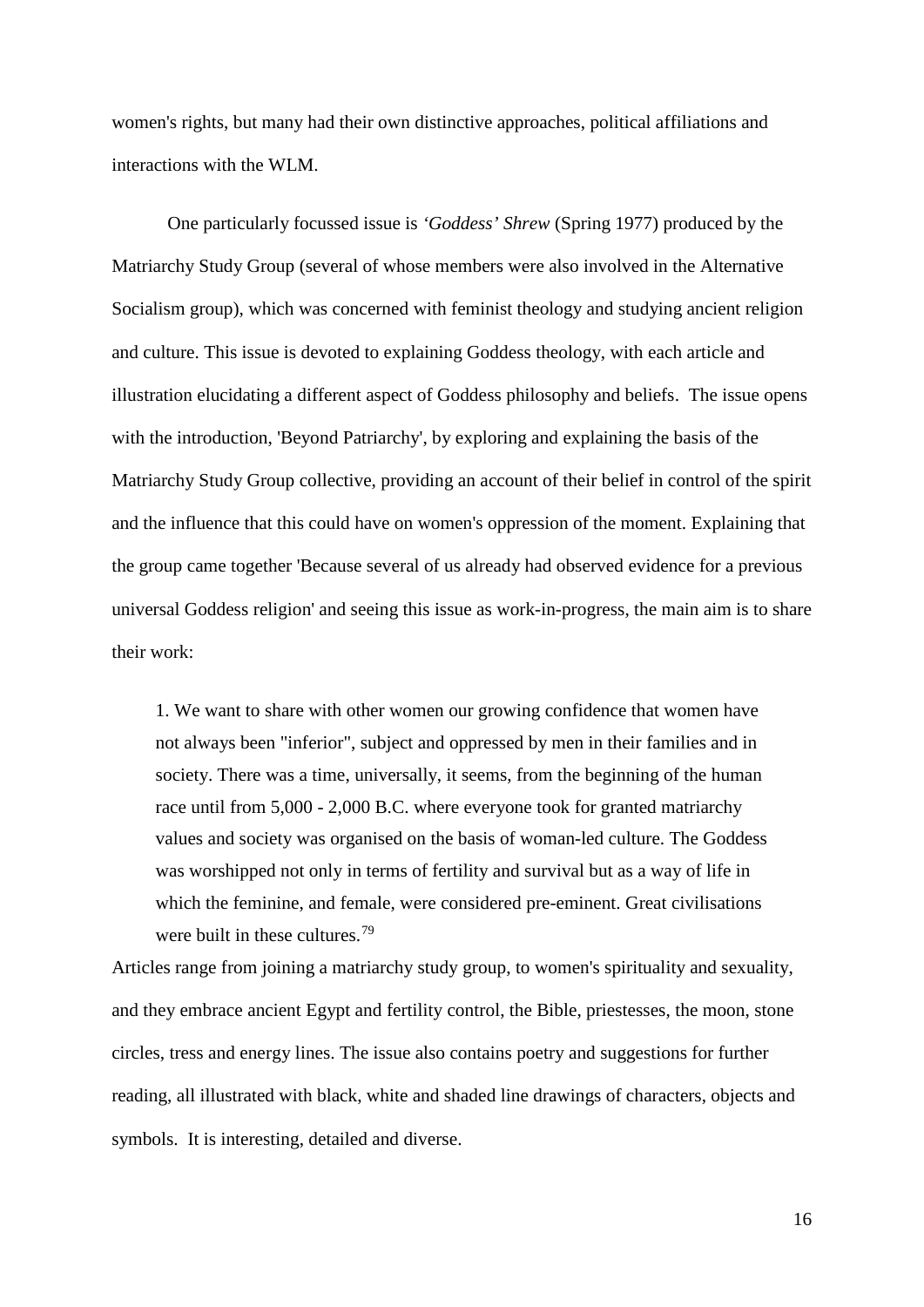women's rights, but many had their own distinctive approaches, political affiliations and interactions with the WLM.

One particularly focussed issue is *'Goddess' Shrew* (Spring 1977) produced by the Matriarchy Study Group (several of whose members were also involved in the Alternative Socialism group), which was concerned with feminist theology and studying ancient religion and culture. This issue is devoted to explaining Goddess theology, with each article and illustration elucidating a different aspect of Goddess philosophy and beliefs. The issue opens with the introduction, 'Beyond Patriarchy', by exploring and explaining the basis of the Matriarchy Study Group collective, providing an account of their belief in control of the spirit and the influence that this could have on women's oppression of the moment. Explaining that the group came together 'Because several of us already had observed evidence for a previous universal Goddess religion' and seeing this issue as work-in-progress, the main aim is to share their work:

> 1. We want to share with other women our growing confidence that women have not always been "inferior", subject and oppressed by men in their families and in society. There was a time, universally, it seems, from the beginning of the human race until from 5,000 - 2,000 B.C. where everyone took for granted matriarchy values and society was organised on the basis of woman-led culture. The Goddess was worshipped not only in terms of fertility and survival but as a way of life in which the feminine, and female, were considered pre-eminent. Great civilisations were built in these cultures.[79]

Articles range from joining a matriarchy study group, to women's spirituality and sexuality, and they embrace ancient Egypt and fertility control, the Bible, priestesses, the moon, stone circles, tress and energy lines. The issue also contains poetry and suggestions for further reading, all illustrated with black, white and shaded line drawings of characters, objects and symbols. It is interesting, detailed and diverse.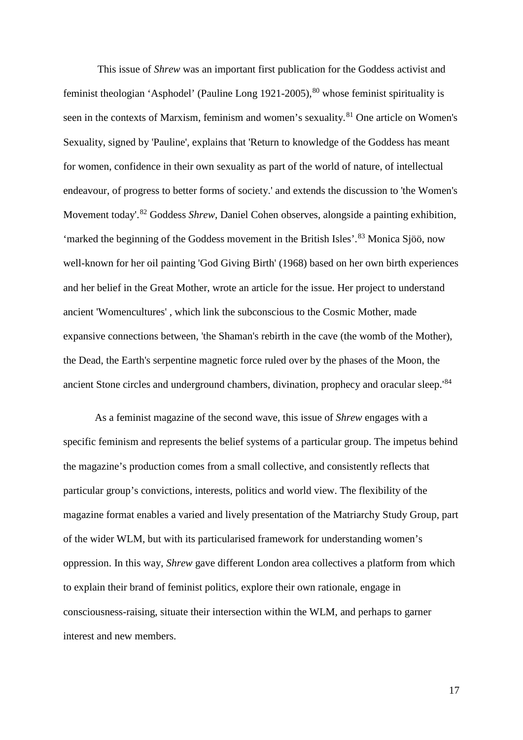This issue of *Shrew* was an important first publication for the Goddess activist and feminist theologian 'Asphodel' (Pauline Long 1921-2005),[80] whose feminist spirituality is seen in the contexts of Marxism, feminism and women's sexuality.[81] One article on Women's Sexuality, signed by 'Pauline', explains that 'Return to knowledge of the Goddess has meant for women, confidence in their own sexuality as part of the world of nature, of intellectual endeavour, of progress to better forms of society.' and extends the discussion to 'the Women's Movement today'.[82] Goddess *Shrew*, Daniel Cohen observes, alongside a painting exhibition, 'marked the beginning of the Goddess movement in the British Isles'.[83] Monica Sjöö, now well-known for her oil painting 'God Giving Birth' (1968) based on her own birth experiences and her belief in the Great Mother, wrote an article for the issue. Her project to understand ancient 'Womencultures' , which link the subconscious to the Cosmic Mother, made expansive connections between, 'the Shaman's rebirth in the cave (the womb of the Mother), the Dead, the Earth's serpentine magnetic force ruled over by the phases of the Moon, the ancient Stone circles and underground chambers, divination, prophecy and oracular sleep.'[84]

As a feminist magazine of the second wave, this issue of *Shrew* engages with a specific feminism and represents the belief systems of a particular group. The impetus behind the magazine's production comes from a small collective, and consistently reflects that particular group's convictions, interests, politics and world view. The flexibility of the magazine format enables a varied and lively presentation of the Matriarchy Study Group, part of the wider WLM, but with its particularised framework for understanding women's oppression. In this way, *Shrew* gave different London area collectives a platform from which to explain their brand of feminist politics, explore their own rationale, engage in consciousness-raising, situate their intersection within the WLM, and perhaps to garner interest and new members.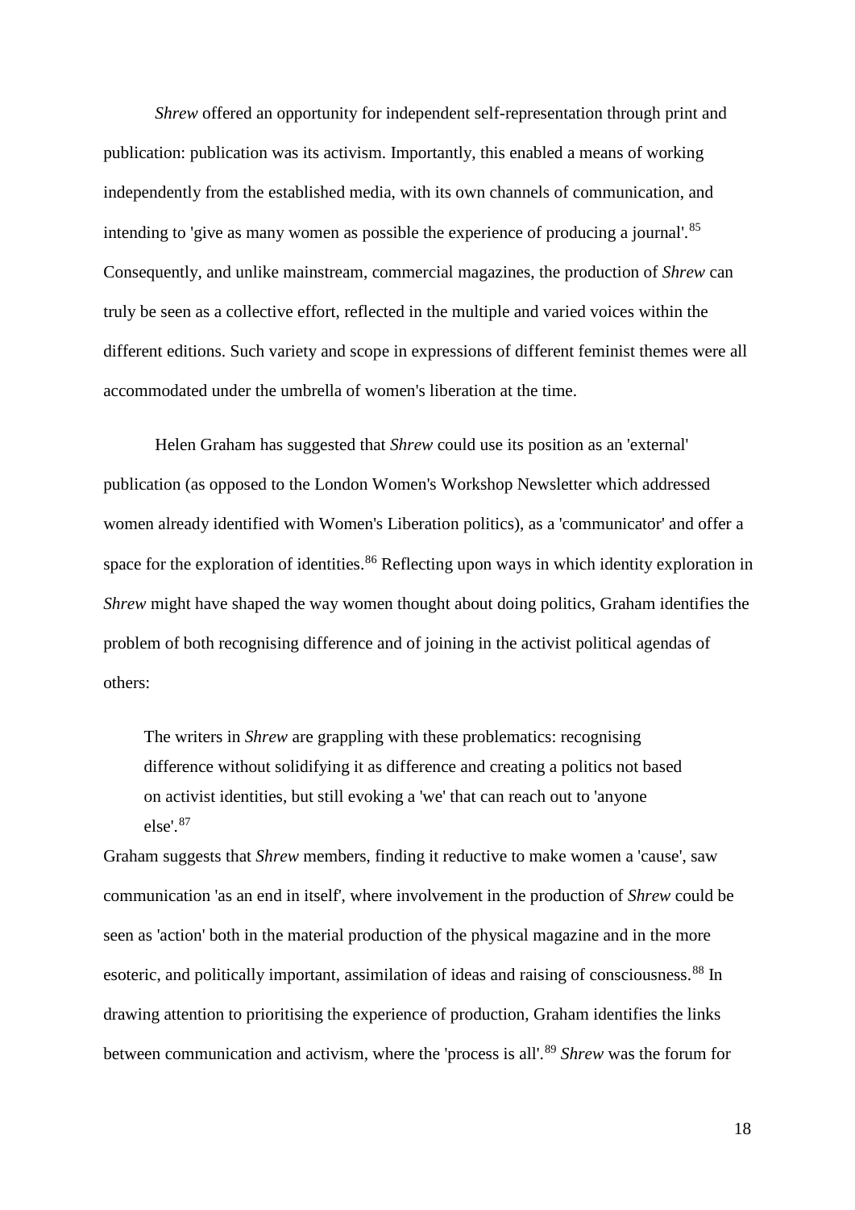*Shrew* offered an opportunity for independent self-representation through print and publication: publication was its activism. Importantly, this enabled a means of working independently from the established media, with its own channels of communication, and intending to 'give as many women as possible the experience of producing a journal'.[85] Consequently, and unlike mainstream, commercial magazines, the production of *Shrew* can truly be seen as a collective effort, reflected in the multiple and varied voices within the different editions. Such variety and scope in expressions of different feminist themes were all accommodated under the umbrella of women's liberation at the time.

Helen Graham has suggested that *Shrew* could use its position as an 'external' publication (as opposed to the London Women's Workshop Newsletter which addressed women already identified with Women's Liberation politics), as a 'communicator' and offer a space for the exploration of identities.[86] Reflecting upon ways in which identity exploration in *Shrew* might have shaped the way women thought about doing politics, Graham identifies the problem of both recognising difference and of joining in the activist political agendas of others:

> The writers in *Shrew* are grappling with these problematics: recognising difference without solidifying it as difference and creating a politics not based on activist identities, but still evoking a 'we' that can reach out to 'anyone else'.[87]

Graham suggests that *Shrew* members, finding it reductive to make women a 'cause', saw communication 'as an end in itself', where involvement in the production of *Shrew* could be seen as 'action' both in the material production of the physical magazine and in the more esoteric, and politically important, assimilation of ideas and raising of consciousness.[88] In drawing attention to prioritising the experience of production, Graham identifies the links between communication and activism, where the 'process is all'.[89] *Shrew* was the forum for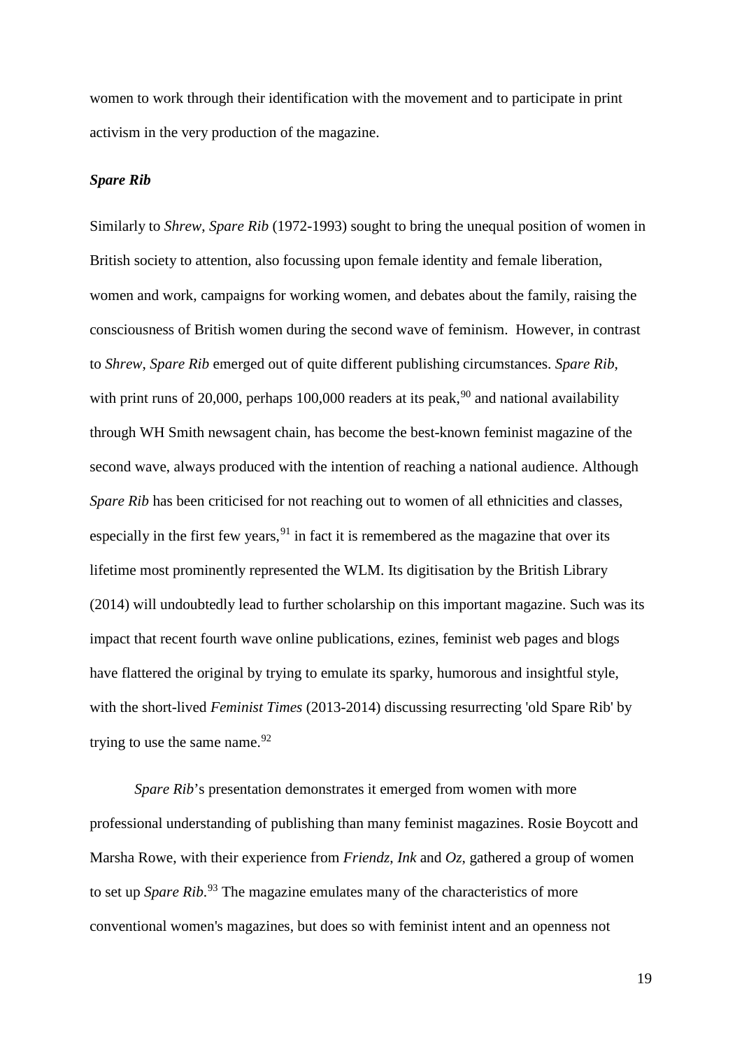women to work through their identification with the movement and to participate in print activism in the very production of the magazine.

### *Spare Rib*

Similarly to *Shrew*, *Spare Rib* (1972-1993) sought to bring the unequal position of women in British society to attention, also focussing upon female identity and female liberation, women and work, campaigns for working women, and debates about the family, raising the consciousness of British women during the second wave of feminism. However, in contrast to *Shrew*, *Spare Rib* emerged out of quite different publishing circumstances. *Spare Rib*, with print runs of 20,000, perhaps 100,000 readers at its peak,[90] and national availability through WH Smith newsagent chain, has become the best-known feminist magazine of the second wave, always produced with the intention of reaching a national audience. Although *Spare Rib* has been criticised for not reaching out to women of all ethnicities and classes, especially in the first few years,[91] in fact it is remembered as the magazine that over its lifetime most prominently represented the WLM. Its digitisation by the British Library (2014) will undoubtedly lead to further scholarship on this important magazine. Such was its impact that recent fourth wave online publications, ezines, feminist web pages and blogs have flattered the original by trying to emulate its sparky, humorous and insightful style, with the short-lived *Feminist Times* (2013-2014) discussing resurrecting 'old Spare Rib' by trying to use the same name.[92]

*Spare Rib*'s presentation demonstrates it emerged from women with more professional understanding of publishing than many feminist magazines. Rosie Boycott and Marsha Rowe, with their experience from *Friendz*, *Ink* and *Oz*, gathered a group of women to set up *Spare Rib*.[93] The magazine emulates many of the characteristics of more conventional women's magazines, but does so with feminist intent and an openness not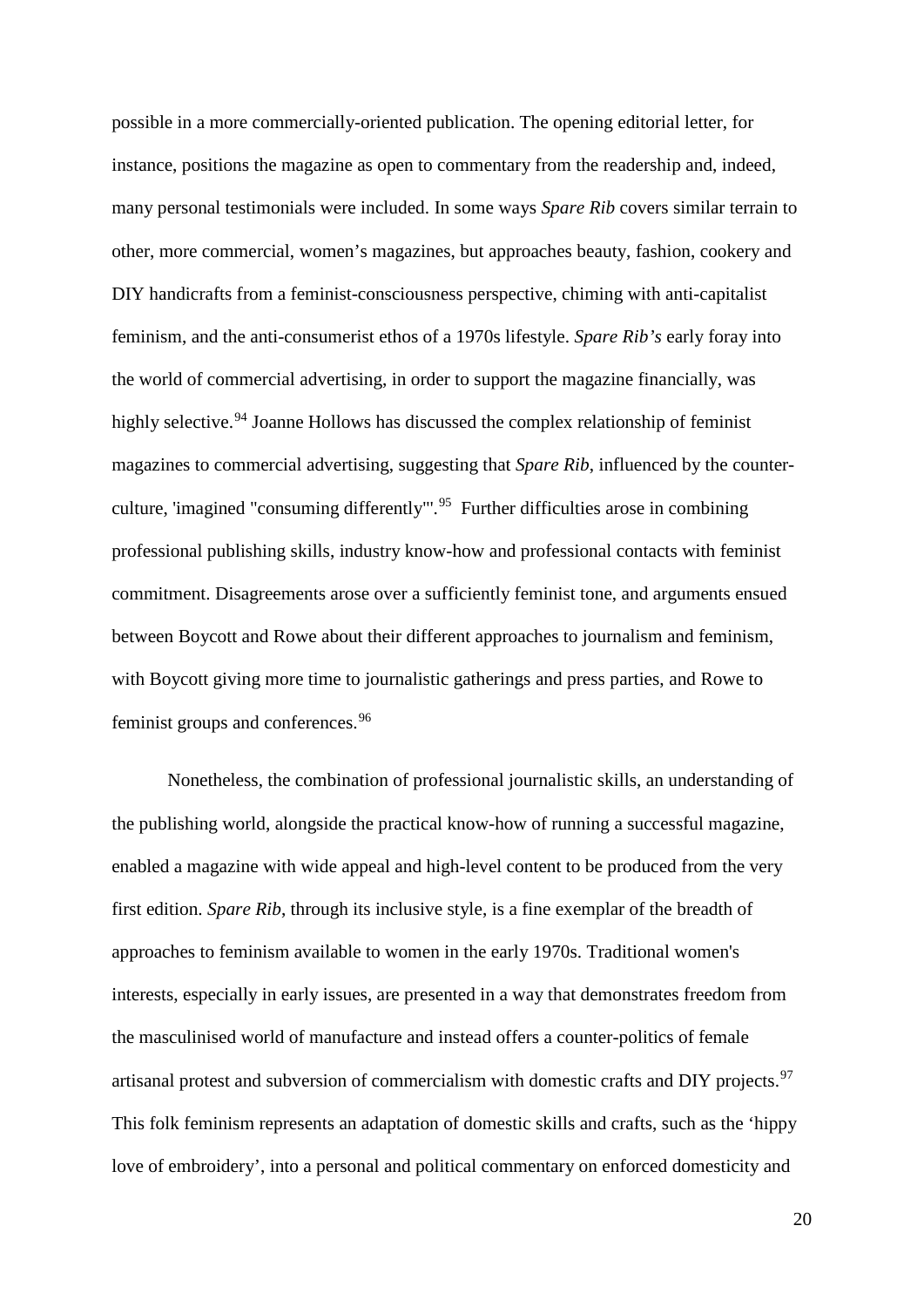possible in a more commercially-oriented publication. The opening editorial letter, for instance, positions the magazine as open to commentary from the readership and, indeed, many personal testimonials were included. In some ways *Spare Rib* covers similar terrain to other, more commercial, women's magazines, but approaches beauty, fashion, cookery and DIY handicrafts from a feminist-consciousness perspective, chiming with anti-capitalist feminism, and the anti-consumerist ethos of a 1970s lifestyle. *Spare Rib's* early foray into the world of commercial advertising, in order to support the magazine financially, was highly selective.[94] Joanne Hollows has discussed the complex relationship of feminist magazines to commercial advertising, suggesting that *Spare Rib*, influenced by the counter-culture, 'imagined "consuming differently"'.[95] Further difficulties arose in combining professional publishing skills, industry know-how and professional contacts with feminist commitment. Disagreements arose over a sufficiently feminist tone, and arguments ensued between Boycott and Rowe about their different approaches to journalism and feminism, with Boycott giving more time to journalistic gatherings and press parties, and Rowe to feminist groups and conferences.[96]

Nonetheless, the combination of professional journalistic skills, an understanding of the publishing world, alongside the practical know-how of running a successful magazine, enabled a magazine with wide appeal and high-level content to be produced from the very first edition. *Spare Rib*, through its inclusive style, is a fine exemplar of the breadth of approaches to feminism available to women in the early 1970s. Traditional women's interests, especially in early issues, are presented in a way that demonstrates freedom from the masculinised world of manufacture and instead offers a counter-politics of female artisanal protest and subversion of commercialism with domestic crafts and DIY projects.[97] This folk feminism represents an adaptation of domestic skills and crafts, such as the 'hippy love of embroidery', into a personal and political commentary on enforced domesticity and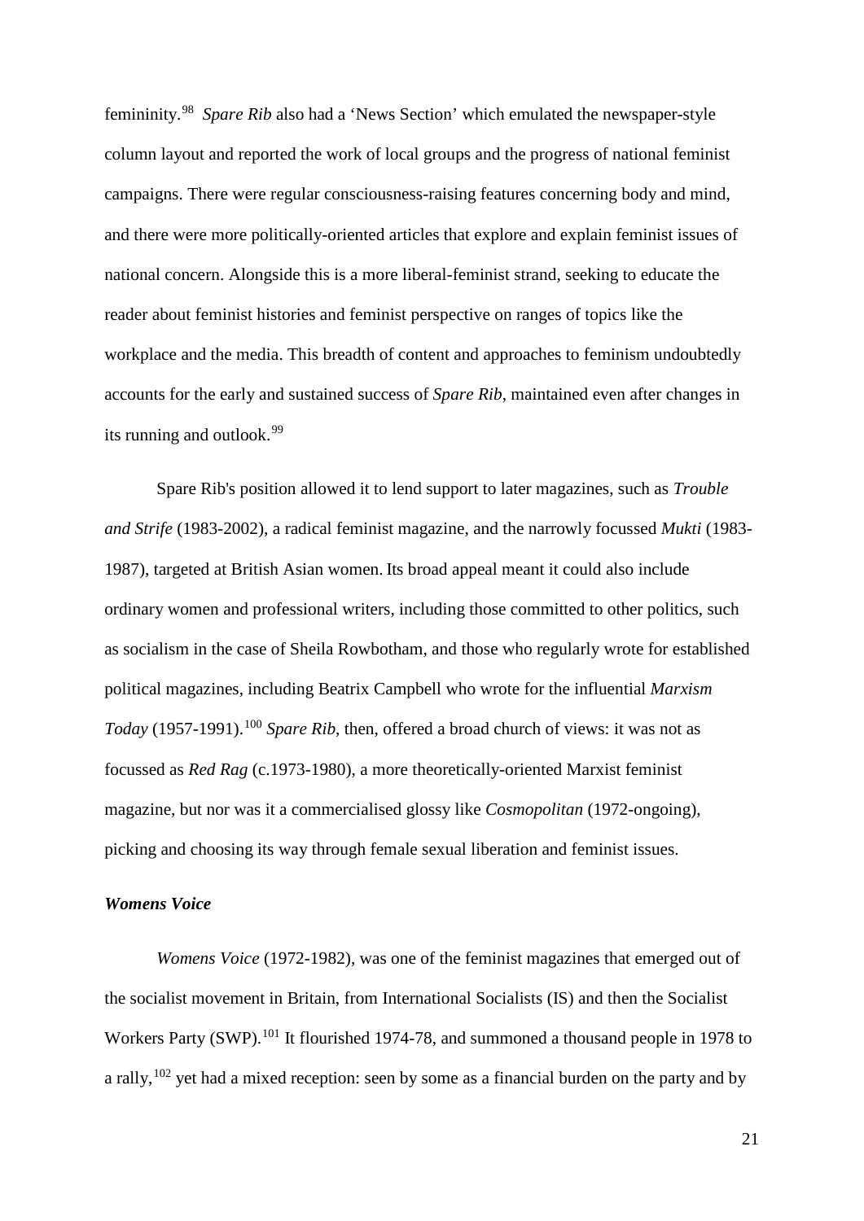femininity.[98] *Spare Rib* also had a 'News Section' which emulated the newspaper-style column layout and reported the work of local groups and the progress of national feminist campaigns. There were regular consciousness-raising features concerning body and mind, and there were more politically-oriented articles that explore and explain feminist issues of national concern. Alongside this is a more liberal-feminist strand, seeking to educate the reader about feminist histories and feminist perspective on ranges of topics like the workplace and the media. This breadth of content and approaches to feminism undoubtedly accounts for the early and sustained success of *Spare Rib*, maintained even after changes in its running and outlook.[99]

Spare Rib's position allowed it to lend support to later magazines, such as *Trouble and Strife* (1983-2002), a radical feminist magazine, and the narrowly focussed *Mukti* (1983-1987), targeted at British Asian women. Its broad appeal meant it could also include ordinary women and professional writers, including those committed to other politics, such as socialism in the case of Sheila Rowbotham, and those who regularly wrote for established political magazines, including Beatrix Campbell who wrote for the influential *Marxism Today* (1957-1991).[100] *Spare Rib*, then, offered a broad church of views: it was not as focussed as *Red Rag* (c.1973-1980), a more theoretically-oriented Marxist feminist magazine, but nor was it a commercialised glossy like *Cosmopolitan* (1972-ongoing), picking and choosing its way through female sexual liberation and feminist issues.

### *Womens Voice*

*Womens Voice* (1972-1982), was one of the feminist magazines that emerged out of the socialist movement in Britain, from International Socialists (IS) and then the Socialist Workers Party (SWP).[101] It flourished 1974-78, and summoned a thousand people in 1978 to a rally,[102] yet had a mixed reception: seen by some as a financial burden on the party and by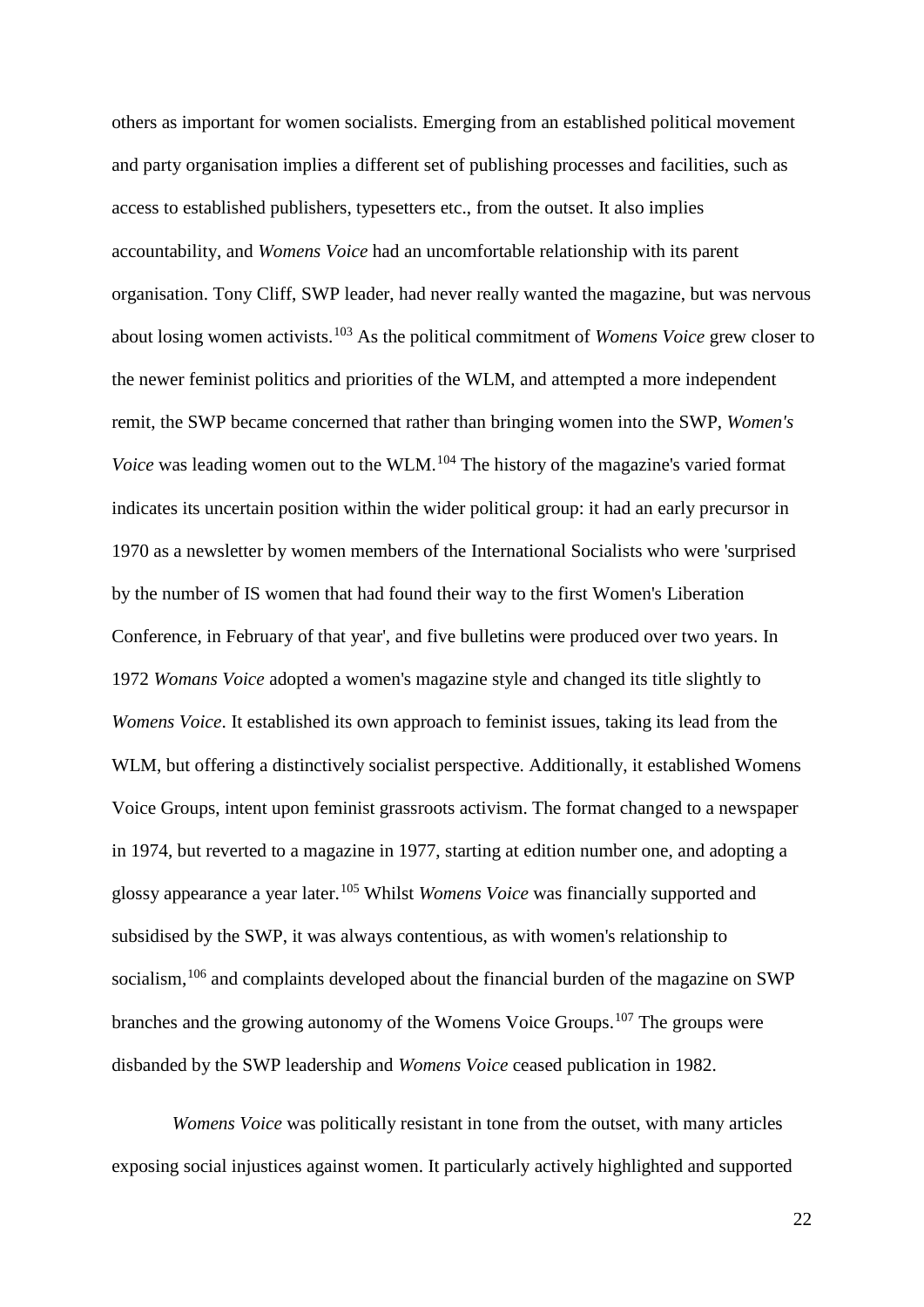others as important for women socialists. Emerging from an established political movement and party organisation implies a different set of publishing processes and facilities, such as access to established publishers, typesetters etc., from the outset. It also implies accountability, and *Womens Voice* had an uncomfortable relationship with its parent organisation. Tony Cliff, SWP leader, had never really wanted the magazine, but was nervous about losing women activists.[103] As the political commitment of *Womens Voice* grew closer to the newer feminist politics and priorities of the WLM, and attempted a more independent remit, the SWP became concerned that rather than bringing women into the SWP, *Women's Voice* was leading women out to the WLM.[104] The history of the magazine's varied format indicates its uncertain position within the wider political group: it had an early precursor in 1970 as a newsletter by women members of the International Socialists who were 'surprised by the number of IS women that had found their way to the first Women's Liberation Conference, in February of that year', and five bulletins were produced over two years. In 1972 *Womans Voice* adopted a women's magazine style and changed its title slightly to *Womens Voice*. It established its own approach to feminist issues, taking its lead from the WLM, but offering a distinctively socialist perspective. Additionally, it established Womens Voice Groups, intent upon feminist grassroots activism. The format changed to a newspaper in 1974, but reverted to a magazine in 1977, starting at edition number one, and adopting a glossy appearance a year later.[105] Whilst *Womens Voice* was financially supported and subsidised by the SWP, it was always contentious, as with women's relationship to socialism,[106] and complaints developed about the financial burden of the magazine on SWP branches and the growing autonomy of the Womens Voice Groups.[107] The groups were disbanded by the SWP leadership and *Womens Voice* ceased publication in 1982.

*Womens Voice* was politically resistant in tone from the outset, with many articles exposing social injustices against women. It particularly actively highlighted and supported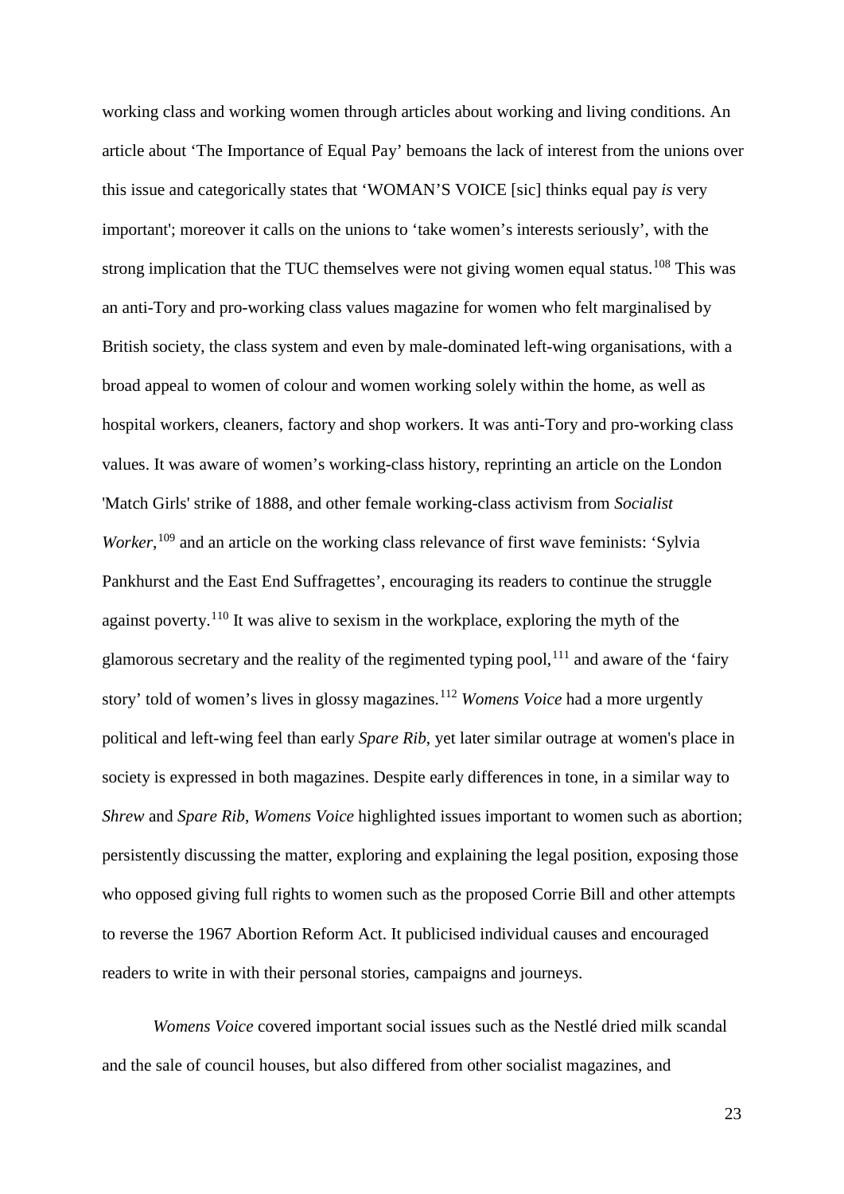working class and working women through articles about working and living conditions. An article about 'The Importance of Equal Pay' bemoans the lack of interest from the unions over this issue and categorically states that 'WOMAN'S VOICE [sic] thinks equal pay *is* very important'; moreover it calls on the unions to 'take women's interests seriously', with the strong implication that the TUC themselves were not giving women equal status.[108] This was an anti-Tory and pro-working class values magazine for women who felt marginalised by British society, the class system and even by male-dominated left-wing organisations, with a broad appeal to women of colour and women working solely within the home, as well as hospital workers, cleaners, factory and shop workers. It was anti-Tory and pro-working class values. It was aware of women's working-class history, reprinting an article on the London 'Match Girls' strike of 1888, and other female working-class activism from *Socialist Worker*,[109] and an article on the working class relevance of first wave feminists: 'Sylvia Pankhurst and the East End Suffragettes', encouraging its readers to continue the struggle against poverty.[110] It was alive to sexism in the workplace, exploring the myth of the glamorous secretary and the reality of the regimented typing pool,[111] and aware of the 'fairy story' told of women's lives in glossy magazines.[112] *Womens Voice* had a more urgently political and left-wing feel than early *Spare Rib*, yet later similar outrage at women's place in society is expressed in both magazines. Despite early differences in tone, in a similar way to *Shrew* and *Spare Rib*, *Womens Voice* highlighted issues important to women such as abortion; persistently discussing the matter, exploring and explaining the legal position, exposing those who opposed giving full rights to women such as the proposed Corrie Bill and other attempts to reverse the 1967 Abortion Reform Act. It publicised individual causes and encouraged readers to write in with their personal stories, campaigns and journeys.

*Womens Voice* covered important social issues such as the Nestlé dried milk scandal and the sale of council houses, but also differed from other socialist magazines, and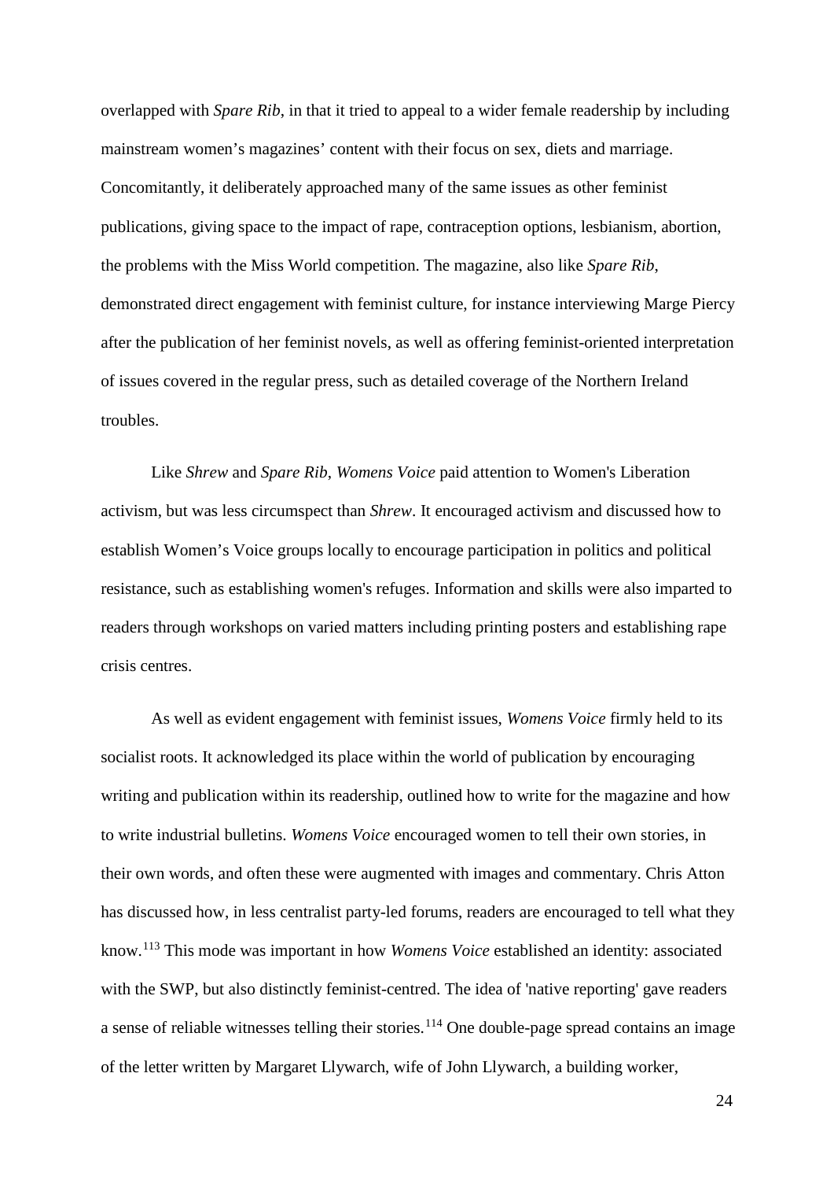overlapped with *Spare Rib*, in that it tried to appeal to a wider female readership by including mainstream women's magazines' content with their focus on sex, diets and marriage. Concomitantly, it deliberately approached many of the same issues as other feminist publications, giving space to the impact of rape, contraception options, lesbianism, abortion, the problems with the Miss World competition. The magazine, also like *Spare Rib*, demonstrated direct engagement with feminist culture, for instance interviewing Marge Piercy after the publication of her feminist novels, as well as offering feminist-oriented interpretation of issues covered in the regular press, such as detailed coverage of the Northern Ireland troubles.

Like *Shrew* and *Spare Rib*, *Womens Voice* paid attention to Women's Liberation activism, but was less circumspect than *Shrew*. It encouraged activism and discussed how to establish Women's Voice groups locally to encourage participation in politics and political resistance, such as establishing women's refuges. Information and skills were also imparted to readers through workshops on varied matters including printing posters and establishing rape crisis centres.

As well as evident engagement with feminist issues, *Womens Voice* firmly held to its socialist roots. It acknowledged its place within the world of publication by encouraging writing and publication within its readership, outlined how to write for the magazine and how to write industrial bulletins. *Womens Voice* encouraged women to tell their own stories, in their own words, and often these were augmented with images and commentary. Chris Atton has discussed how, in less centralist party-led forums, readers are encouraged to tell what they know.[113] This mode was important in how *Womens Voice* established an identity: associated with the SWP, but also distinctly feminist-centred. The idea of 'native reporting' gave readers a sense of reliable witnesses telling their stories.[114] One double-page spread contains an image of the letter written by Margaret Llywarch, wife of John Llywarch, a building worker,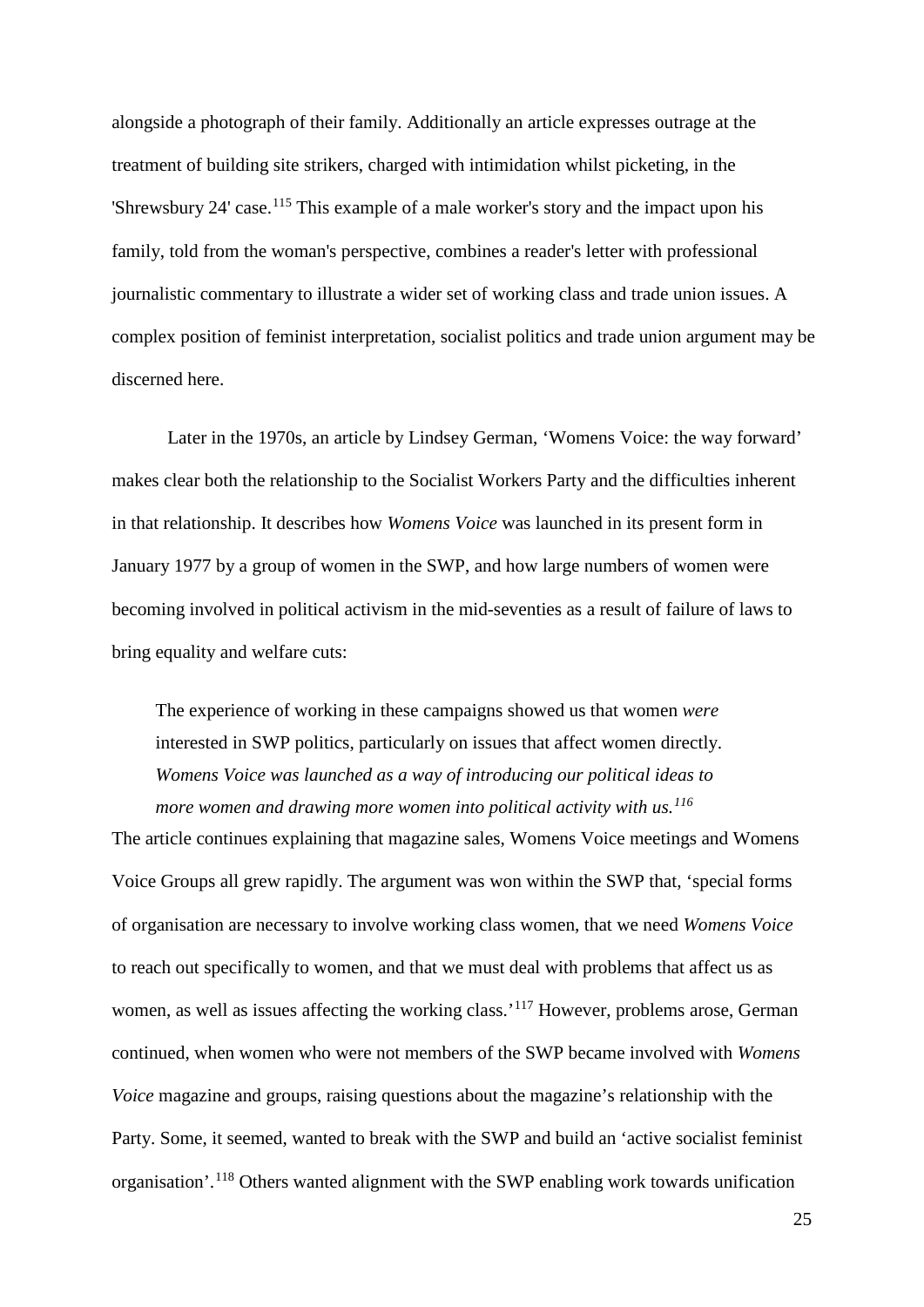alongside a photograph of their family. Additionally an article expresses outrage at the treatment of building site strikers, charged with intimidation whilst picketing, in the 'Shrewsbury 24' case.[115] This example of a male worker's story and the impact upon his family, told from the woman's perspective, combines a reader's letter with professional journalistic commentary to illustrate a wider set of working class and trade union issues. A complex position of feminist interpretation, socialist politics and trade union argument may be discerned here.

Later in the 1970s, an article by Lindsey German, 'Womens Voice: the way forward' makes clear both the relationship to the Socialist Workers Party and the difficulties inherent in that relationship. It describes how *Womens Voice* was launched in its present form in January 1977 by a group of women in the SWP, and how large numbers of women were becoming involved in political activism in the mid-seventies as a result of failure of laws to bring equality and welfare cuts:

> The experience of working in these campaigns showed us that women *were* interested in SWP politics, particularly on issues that affect women directly. *Womens Voice was launched as a way of introducing our political ideas to more women and drawing more women into political activity with us.*[116]

The article continues explaining that magazine sales, Womens Voice meetings and Womens Voice Groups all grew rapidly. The argument was won within the SWP that, 'special forms of organisation are necessary to involve working class women, that we need *Womens Voice* to reach out specifically to women, and that we must deal with problems that affect us as women, as well as issues affecting the working class.'[117] However, problems arose, German continued, when women who were not members of the SWP became involved with *Womens Voice* magazine and groups, raising questions about the magazine's relationship with the Party. Some, it seemed, wanted to break with the SWP and build an 'active socialist feminist organisation'.[118] Others wanted alignment with the SWP enabling work towards unification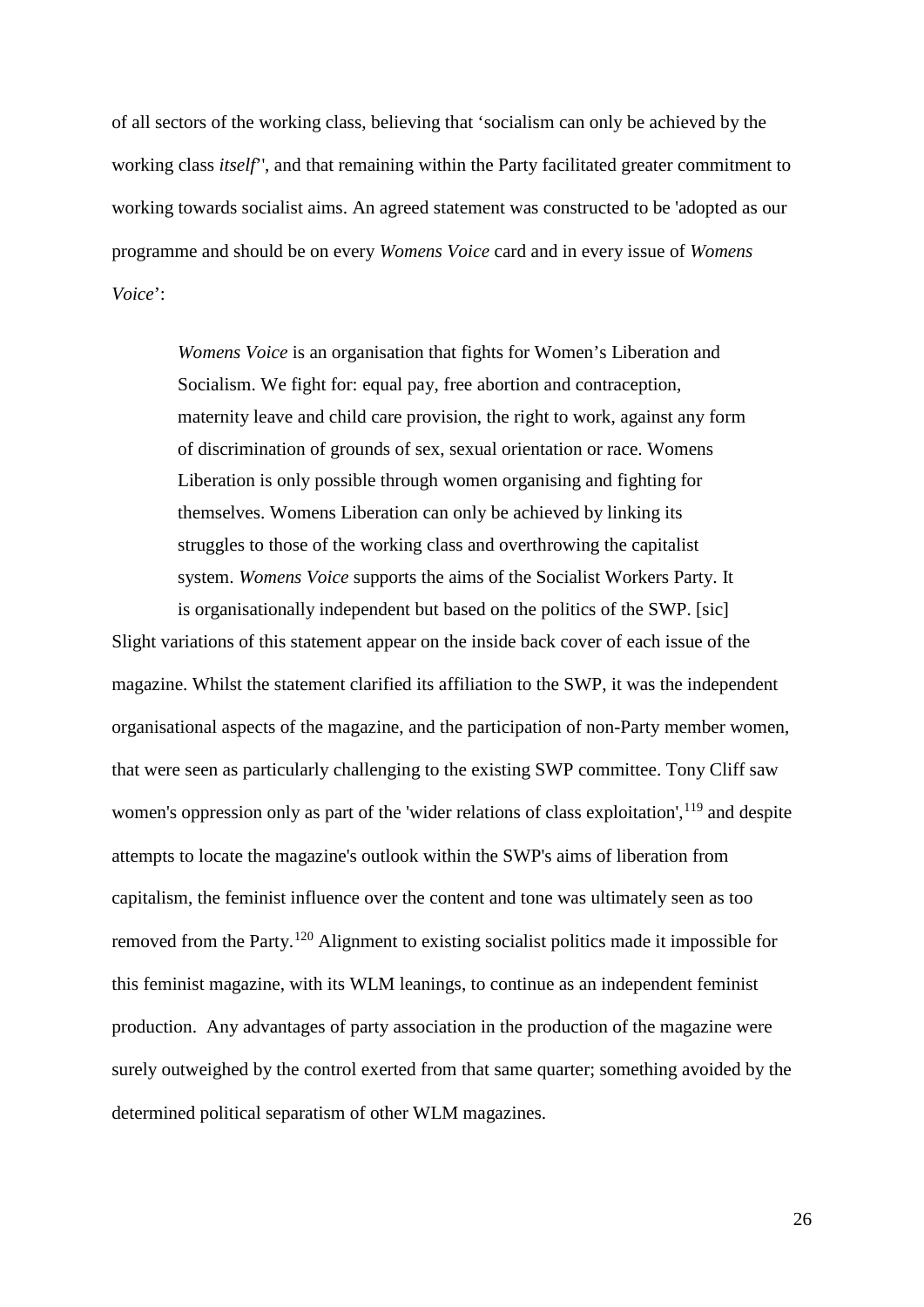of all sectors of the working class, believing that 'socialism can only be achieved by the working class *itself*', and that remaining within the Party facilitated greater commitment to working towards socialist aims. An agreed statement was constructed to be 'adopted as our programme and should be on every *Womens Voice* card and in every issue of *Womens Voice*':

> *Womens Voice* is an organisation that fights for Women's Liberation and Socialism. We fight for: equal pay, free abortion and contraception, maternity leave and child care provision, the right to work, against any form of discrimination of grounds of sex, sexual orientation or race. Womens Liberation is only possible through women organising and fighting for themselves. Womens Liberation can only be achieved by linking its struggles to those of the working class and overthrowing the capitalist system. *Womens Voice* supports the aims of the Socialist Workers Party. It is organisationally independent but based on the politics of the SWP. [sic]

Slight variations of this statement appear on the inside back cover of each issue of the magazine. Whilst the statement clarified its affiliation to the SWP, it was the independent organisational aspects of the magazine, and the participation of non-Party member women, that were seen as particularly challenging to the existing SWP committee. Tony Cliff saw women's oppression only as part of the 'wider relations of class exploitation',[119] and despite attempts to locate the magazine's outlook within the SWP's aims of liberation from capitalism, the feminist influence over the content and tone was ultimately seen as too removed from the Party.[120] Alignment to existing socialist politics made it impossible for this feminist magazine, with its WLM leanings, to continue as an independent feminist production. Any advantages of party association in the production of the magazine were surely outweighed by the control exerted from that same quarter; something avoided by the determined political separatism of other WLM magazines.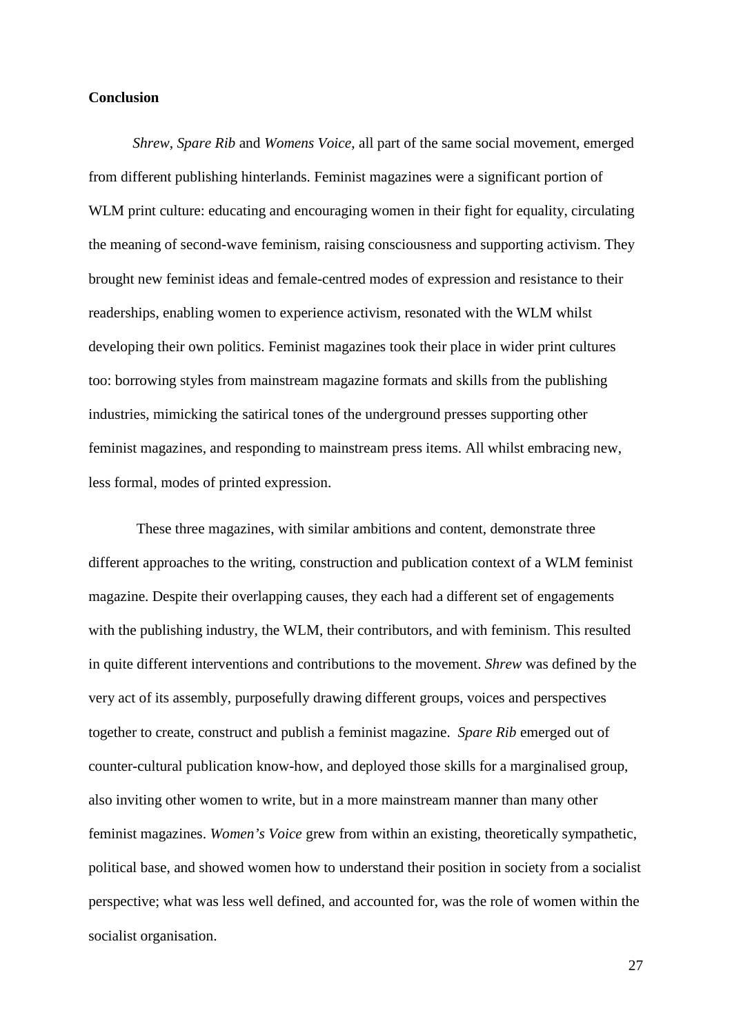**Conclusion**

*Shrew*, *Spare Rib* and *Womens Voice*, all part of the same social movement, emerged from different publishing hinterlands. Feminist magazines were a significant portion of WLM print culture: educating and encouraging women in their fight for equality, circulating the meaning of second-wave feminism, raising consciousness and supporting activism. They brought new feminist ideas and female-centred modes of expression and resistance to their readerships, enabling women to experience activism, resonated with the WLM whilst developing their own politics. Feminist magazines took their place in wider print cultures too: borrowing styles from mainstream magazine formats and skills from the publishing industries, mimicking the satirical tones of the underground presses supporting other feminist magazines, and responding to mainstream press items. All whilst embracing new, less formal, modes of printed expression.

These three magazines, with similar ambitions and content, demonstrate three different approaches to the writing, construction and publication context of a WLM feminist magazine. Despite their overlapping causes, they each had a different set of engagements with the publishing industry, the WLM, their contributors, and with feminism. This resulted in quite different interventions and contributions to the movement. *Shrew* was defined by the very act of its assembly, purposefully drawing different groups, voices and perspectives together to create, construct and publish a feminist magazine. *Spare Rib* emerged out of counter-cultural publication know-how, and deployed those skills for a marginalised group, also inviting other women to write, but in a more mainstream manner than many other feminist magazines. *Women's Voice* grew from within an existing, theoretically sympathetic, political base, and showed women how to understand their position in society from a socialist perspective; what was less well defined, and accounted for, was the role of women within the socialist organisation.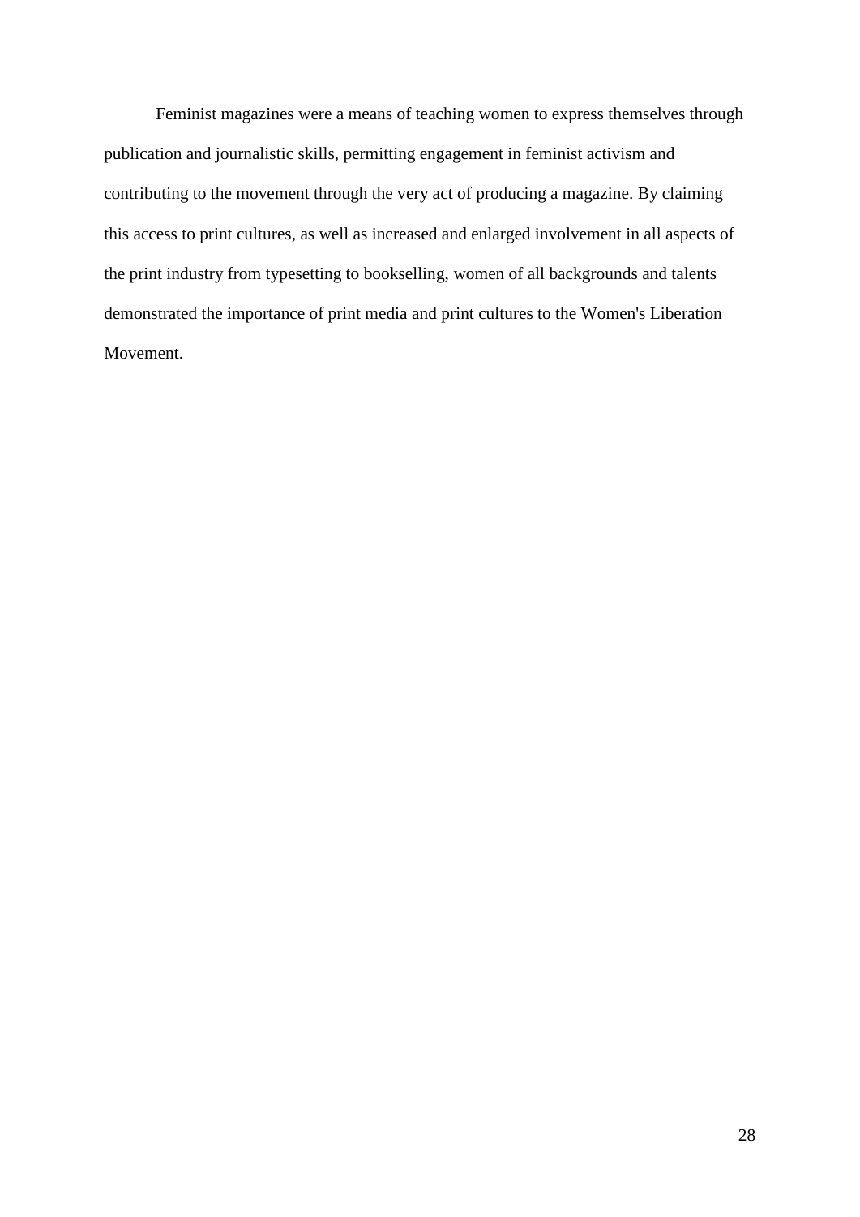Feminist magazines were a means of teaching women to express themselves through publication and journalistic skills, permitting engagement in feminist activism and contributing to the movement through the very act of producing a magazine. By claiming this access to print cultures, as well as increased and enlarged involvement in all aspects of the print industry from typesetting to bookselling, women of all backgrounds and talents demonstrated the importance of print media and print cultures to the Women's Liberation Movement.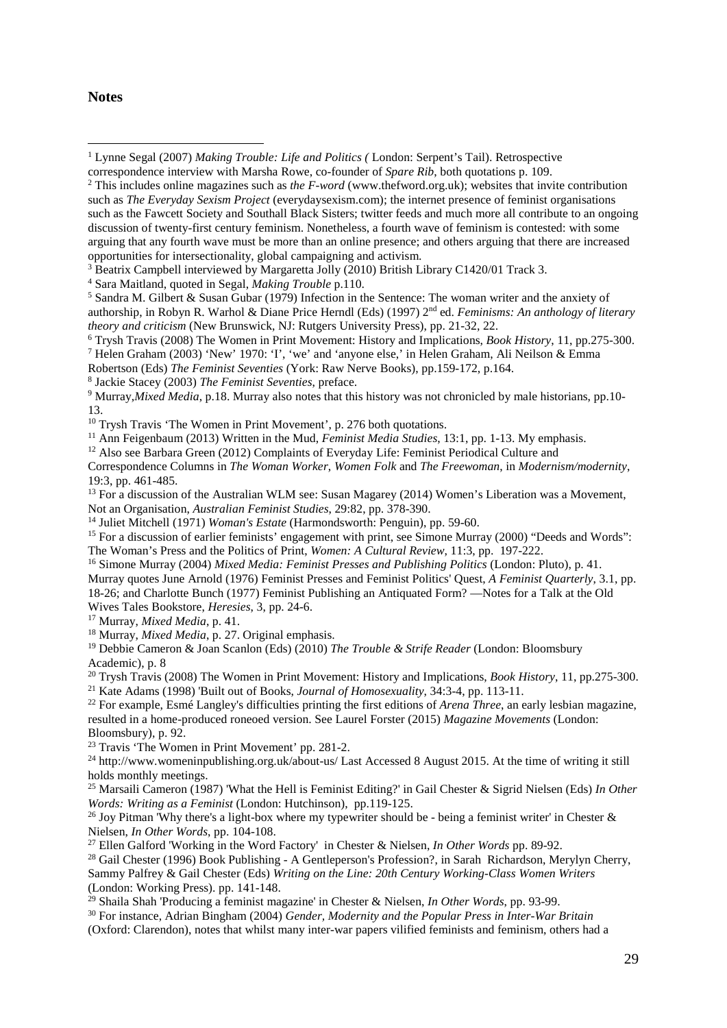**Notes**

[1] Lynne Segal (2007) *Making Trouble: Life and Politics (* London: Serpent's Tail). Retrospective correspondence interview with Marsha Rowe, co-founder of *Spare Rib*, both quotations p. 109.

[2] This includes online magazines such as *the F-word* (www.thefword.org.uk); websites that invite contribution such as *The Everyday Sexism Project* (everydaysexism.com); the internet presence of feminist organisations such as the Fawcett Society and Southall Black Sisters; twitter feeds and much more all contribute to an ongoing discussion of twenty-first century feminism. Nonetheless, a fourth wave of feminism is contested: with some arguing that any fourth wave must be more than an online presence; and others arguing that there are increased opportunities for intersectionality, global campaigning and activism.

[3] Beatrix Campbell interviewed by Margaretta Jolly (2010) British Library C1420/01 Track 3.

[4] Sara Maitland, quoted in Segal, *Making Trouble* p.110.

[5] Sandra M. Gilbert & Susan Gubar (1979) Infection in the Sentence: The woman writer and the anxiety of authorship, in Robyn R. Warhol & Diane Price Herndl (Eds) (1997) 2nd ed. *Feminisms: An anthology of literary theory and criticism* (New Brunswick, NJ: Rutgers University Press), pp. 21-32, 22.

[6] Trysh Travis (2008) The Women in Print Movement: History and Implications, *Book History*, 11, pp.275-300.

[7] Helen Graham (2003) 'New' 1970: 'I', 'we' and 'anyone else,' in Helen Graham, Ali Neilson & Emma Robertson (Eds) *The Feminist Seventies* (York: Raw Nerve Books), pp.159-172, p.164.

[8] Jackie Stacey (2003) *The Feminist Seventies*, preface.

[9] Murray,*Mixed Media*, p.18. Murray also notes that this history was not chronicled by male historians, pp.10-13.

[10] Trysh Travis 'The Women in Print Movement', p. 276 both quotations.

[11] Ann Feigenbaum (2013) Written in the Mud, *Feminist Media Studies*, 13:1, pp. 1-13. My emphasis.

[12] Also see Barbara Green (2012) Complaints of Everyday Life: Feminist Periodical Culture and Correspondence Columns in *The Woman Worker*, *Women Folk* and *The Freewoman*, in *Modernism/modernity*, 19:3, pp. 461-485.

[13] For a discussion of the Australian WLM see: Susan Magarey (2014) Women's Liberation was a Movement, Not an Organisation, *Australian Feminist Studies*, 29:82, pp. 378-390.

[14] Juliet Mitchell (1971) *Woman's Estate* (Harmondsworth: Penguin), pp. 59-60.

[15] For a discussion of earlier feminists' engagement with print, see Simone Murray (2000) "Deeds and Words": The Woman's Press and the Politics of Print, *Women: A Cultural Review*, 11:3, pp. 197-222.

[16] Simone Murray (2004) *Mixed Media: Feminist Presses and Publishing Politics* (London: Pluto), p. 41. Murray quotes June Arnold (1976) Feminist Presses and Feminist Politics' Quest, *A Feminist Quarterly*, 3.1, pp. 18-26; and Charlotte Bunch (1977) Feminist Publishing an Antiquated Form? —Notes for a Talk at the Old Wives Tales Bookstore, *Heresies*, 3, pp. 24-6.

[17] Murray, *Mixed Media*, p. 41.

[18] Murray, *Mixed Media*, p. 27. Original emphasis.

[19] Debbie Cameron & Joan Scanlon (Eds) (2010) *The Trouble & Strife Reader* (London: Bloomsbury Academic), p. 8

[20] Trysh Travis (2008) The Women in Print Movement: History and Implications, *Book History*, 11, pp.275-300.

[21] Kate Adams (1998) 'Built out of Books, *Journal of Homosexuality*, 34:3-4, pp. 113-11.

[22] For example, Esmé Langley's difficulties printing the first editions of *Arena Three*, an early lesbian magazine, resulted in a home-produced roneoed version. See Laurel Forster (2015) *Magazine Movements* (London: Bloomsbury), p. 92.

[23] Travis 'The Women in Print Movement' pp. 281-2.

[24] http://www.womeninpublishing.org.uk/about-us/ Last Accessed 8 August 2015. At the time of writing it still holds monthly meetings.

[25] Marsaili Cameron (1987) 'What the Hell is Feminist Editing?' in Gail Chester & Sigrid Nielsen (Eds) *In Other Words: Writing as a Feminist* (London: Hutchinson), pp.119-125.

[26] Joy Pitman 'Why there's a light-box where my typewriter should be - being a feminist writer' in Chester & Nielsen, *In Other Words*, pp. 104-108.

[27] Ellen Galford 'Working in the Word Factory' in Chester & Nielsen, *In Other Words* pp. 89-92.

[28] Gail Chester (1996) Book Publishing - A Gentleperson's Profession?, in Sarah Richardson, Merylyn Cherry, Sammy Palfrey & Gail Chester (Eds) *Writing on the Line: 20th Century Working-Class Women Writers* (London: Working Press). pp. 141-148.

[29] Shaila Shah 'Producing a feminist magazine' in Chester & Nielsen, *In Other Words*, pp. 93-99.

[30] For instance, Adrian Bingham (2004) *Gender, Modernity and the Popular Press in Inter-War Britain* (Oxford: Clarendon), notes that whilst many inter-war papers vilified feminists and feminism, others had a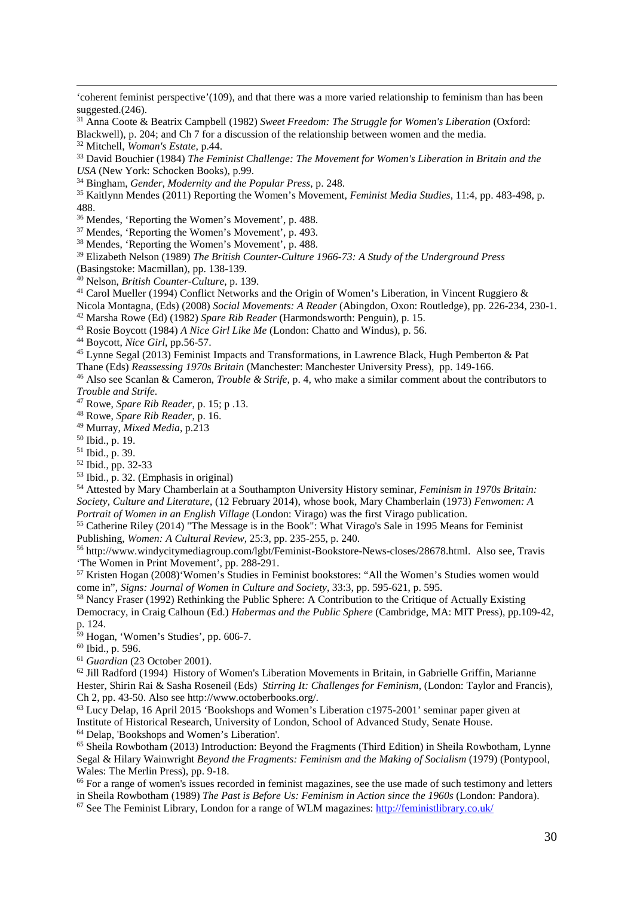'coherent feminist perspective'(109), and that there was a more varied relationship to feminism than has been suggested.(246).

[31] Anna Coote & Beatrix Campbell (1982) *Sweet Freedom: The Struggle for Women's Liberation* (Oxford: Blackwell), p. 204; and Ch 7 for a discussion of the relationship between women and the media.

[32] Mitchell, *Woman's Estate*, p.44.

[33] David Bouchier (1984) *The Feminist Challenge: The Movement for Women's Liberation in Britain and the USA* (New York: Schocken Books), p.99.

[34] Bingham, *Gender, Modernity and the Popular Press*, p. 248.

[35] Kaitlynn Mendes (2011) Reporting the Women's Movement, *Feminist Media Studies*, 11:4, pp. 483-498, p. 488.

[36] Mendes, 'Reporting the Women's Movement', p. 488.

[37] Mendes, 'Reporting the Women's Movement', p. 493.

[38] Mendes, 'Reporting the Women's Movement', p. 488.

[39] Elizabeth Nelson (1989) *The British Counter-Culture 1966-73: A Study of the Underground Press* (Basingstoke: Macmillan), pp. 138-139.

[40] Nelson, *British Counter-Culture*, p. 139.

[41] Carol Mueller (1994) Conflict Networks and the Origin of Women's Liberation, in Vincent Ruggiero & Nicola Montagna, (Eds) (2008) *Social Movements: A Reader* (Abingdon, Oxon: Routledge), pp. 226-234, 230-1.

[42] Marsha Rowe (Ed) (1982) *Spare Rib Reader* (Harmondsworth: Penguin), p. 15.

[43] Rosie Boycott (1984) *A Nice Girl Like Me* (London: Chatto and Windus), p. 56.

[44] Boycott, *Nice Girl*, pp.56-57.

[45] Lynne Segal (2013) Feminist Impacts and Transformations, in Lawrence Black, Hugh Pemberton & Pat Thane (Eds) *Reassessing 1970s Britain* (Manchester: Manchester University Press), pp. 149-166.

[46] Also see Scanlan & Cameron, *Trouble & Strife*, p. 4, who make a similar comment about the contributors to *Trouble and Strife*.

[47] Rowe, *Spare Rib Reader*, p. 15; p .13.

[48] Rowe, *Spare Rib Reader*, p. 16.

[49] Murray, *Mixed Media*, p.213

[50] Ibid., p. 19.

[51] Ibid., p. 39.

[52] Ibid., pp. 32-33

[53] Ibid., p. 32. (Emphasis in original)

[54] Attested by Mary Chamberlain at a Southampton University History seminar, *Feminism in 1970s Britain: Society, Culture and Literature*, (12 February 2014), whose book, Mary Chamberlain (1973) *Fenwomen: A Portrait of Women in an English Village* (London: Virago) was the first Virago publication.

[55] Catherine Riley (2014) "The Message is in the Book": What Virago's Sale in 1995 Means for Feminist Publishing, *Women: A Cultural Review*, 25:3, pp. 235-255, p. 240.

[56] http://www.windycitymediagroup.com/lgbt/Feminist-Bookstore-News-closes/28678.html. Also see, Travis 'The Women in Print Movement', pp. 288-291.

[57] Kristen Hogan (2008)'Women's Studies in Feminist bookstores: "All the Women's Studies women would come in", *Signs: Journal of Women in Culture and Society*, 33:3, pp. 595-621, p. 595.

[58] Nancy Fraser (1992) Rethinking the Public Sphere: A Contribution to the Critique of Actually Existing Democracy, in Craig Calhoun (Ed.) *Habermas and the Public Sphere* (Cambridge, MA: MIT Press), pp.109-42, p. 124.

[59] Hogan, 'Women's Studies', pp. 606-7.

[60] Ibid., p. 596.

[61] *Guardian* (23 October 2001).

[62] Jill Radford (1994) History of Women's Liberation Movements in Britain, in Gabrielle Griffin, Marianne Hester, Shirin Rai & Sasha Roseneil (Eds) *Stirring It: Challenges for Feminism*, (London: Taylor and Francis), Ch 2, pp. 43-50. Also see http://www.octoberbooks.org/.

[63] Lucy Delap, 16 April 2015 'Bookshops and Women's Liberation c1975-2001' seminar paper given at Institute of Historical Research, University of London, School of Advanced Study, Senate House.

[64] Delap, 'Bookshops and Women's Liberation'.

[65] Sheila Rowbotham (2013) Introduction: Beyond the Fragments (Third Edition) in Sheila Rowbotham, Lynne Segal & Hilary Wainwright *Beyond the Fragments: Feminism and the Making of Socialism* (1979) (Pontypool, Wales: The Merlin Press), pp. 9-18.

[66] For a range of women's issues recorded in feminist magazines, see the use made of such testimony and letters in Sheila Rowbotham (1989) *The Past is Before Us: Feminism in Action since the 1960s* (London: Pandora).

[67] See The Feminist Library, London for a range of WLM magazines: http://feministlibrary.co.uk/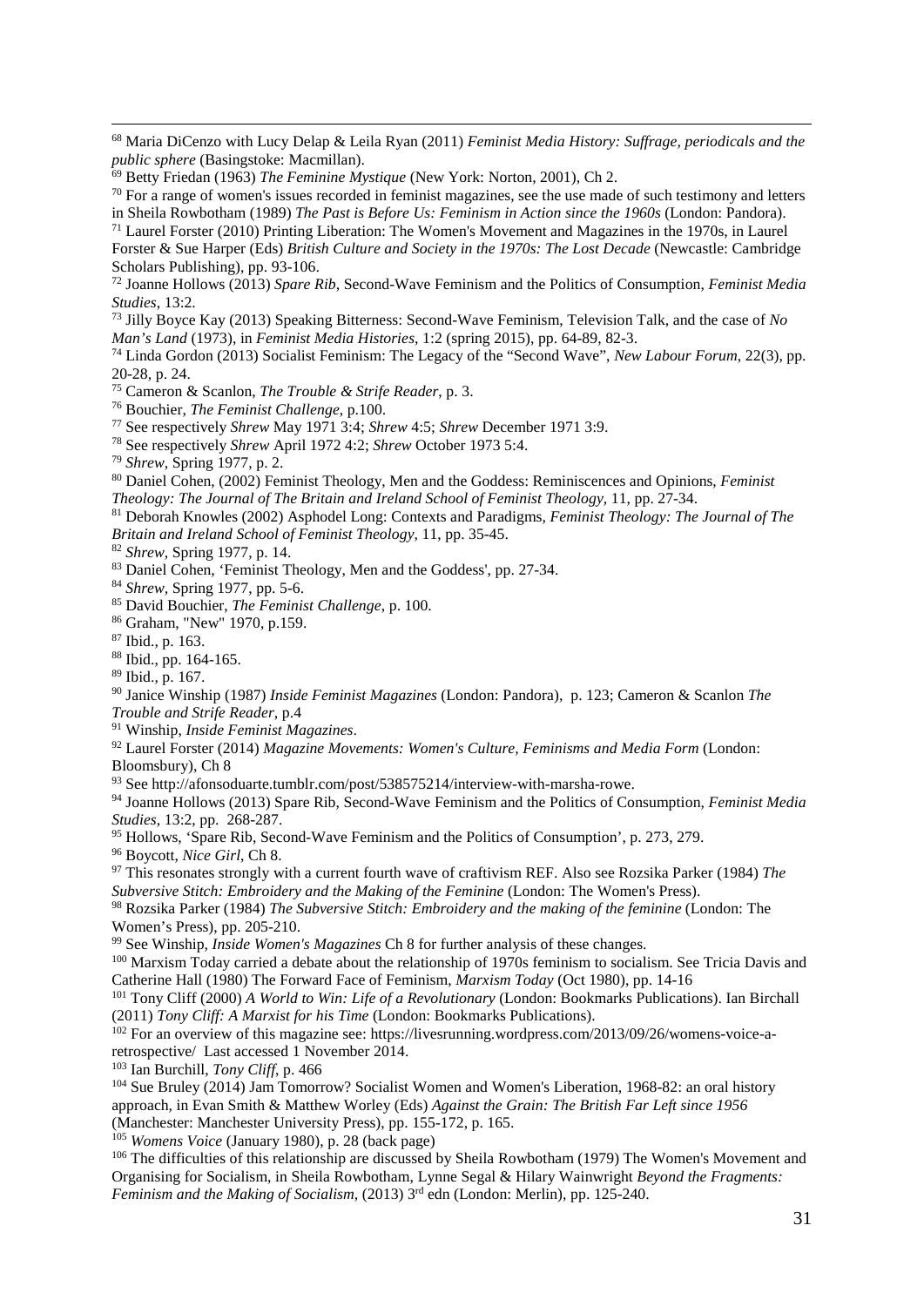[68] Maria DiCenzo with Lucy Delap & Leila Ryan (2011) *Feminist Media History: Suffrage, periodicals and the public sphere* (Basingstoke: Macmillan).

[69] Betty Friedan (1963) *The Feminine Mystique* (New York: Norton, 2001), Ch 2.

[70] For a range of women's issues recorded in feminist magazines, see the use made of such testimony and letters in Sheila Rowbotham (1989) *The Past is Before Us: Feminism in Action since the 1960s* (London: Pandora).

[71] Laurel Forster (2010) Printing Liberation: The Women's Movement and Magazines in the 1970s, in Laurel Forster & Sue Harper (Eds) *British Culture and Society in the 1970s: The Lost Decade* (Newcastle: Cambridge Scholars Publishing), pp. 93-106.

[72] Joanne Hollows (2013) *Spare Rib*, Second-Wave Feminism and the Politics of Consumption, *Feminist Media Studies*, 13:2.

[73] Jilly Boyce Kay (2013) Speaking Bitterness: Second-Wave Feminism, Television Talk, and the case of *No Man's Land* (1973), in *Feminist Media Histories*, 1:2 (spring 2015), pp. 64-89, 82-3.

[74] Linda Gordon (2013) Socialist Feminism: The Legacy of the "Second Wave", *New Labour Forum*, 22(3), pp. 20-28, p. 24.

[75] Cameron & Scanlon, *The Trouble & Strife Reader*, p. 3.

[76] Bouchier, *The Feminist Challenge*, p.100.

[77] See respectively *Shrew* May 1971 3:4; *Shrew* 4:5; *Shrew* December 1971 3:9.

[78] See respectively *Shrew* April 1972 4:2; *Shrew* October 1973 5:4.

[79] *Shrew*, Spring 1977, p. 2.

[80] Daniel Cohen, (2002) Feminist Theology, Men and the Goddess: Reminiscences and Opinions, *Feminist Theology: The Journal of The Britain and Ireland School of Feminist Theology*, 11, pp. 27-34.

[81] Deborah Knowles (2002) Asphodel Long: Contexts and Paradigms, *Feminist Theology: The Journal of The Britain and Ireland School of Feminist Theology*, 11, pp. 35-45.

[82] *Shrew*, Spring 1977, p. 14.

[83] Daniel Cohen, 'Feminist Theology, Men and the Goddess', pp. 27-34.

[84] *Shrew*, Spring 1977, pp. 5-6.

[85] David Bouchier, *The Feminist Challenge*, p. 100.

[86] Graham, "New" 1970, p.159.

[87] Ibid., p. 163.

[88] Ibid., pp. 164-165.

[89] Ibid., p. 167.

[90] Janice Winship (1987) *Inside Feminist Magazines* (London: Pandora), p. 123; Cameron & Scanlon *The Trouble and Strife Reader*, p.4

[91] Winship, *Inside Feminist Magazines*.

[92] Laurel Forster (2014) *Magazine Movements: Women's Culture, Feminisms and Media Form* (London: Bloomsbury), Ch 8

[93] See http://afonsoduarte.tumblr.com/post/538575214/interview-with-marsha-rowe.

[94] Joanne Hollows (2013) Spare Rib, Second-Wave Feminism and the Politics of Consumption, *Feminist Media Studies*, 13:2, pp. 268-287.

[95] Hollows, 'Spare Rib, Second-Wave Feminism and the Politics of Consumption', p. 273, 279.

[96] Boycott, *Nice Girl*, Ch 8.

[97] This resonates strongly with a current fourth wave of craftivism REF. Also see Rozsika Parker (1984) *The Subversive Stitch: Embroidery and the Making of the Feminine* (London: The Women's Press).

[98] Rozsika Parker (1984) *The Subversive Stitch: Embroidery and the making of the feminine* (London: The Women's Press), pp. 205-210.

[99] See Winship, *Inside Women's Magazines* Ch 8 for further analysis of these changes.

[100] Marxism Today carried a debate about the relationship of 1970s feminism to socialism. See Tricia Davis and Catherine Hall (1980) The Forward Face of Feminism, *Marxism Today* (Oct 1980), pp. 14-16

[101] Tony Cliff (2000) *A World to Win: Life of a Revolutionary* (London: Bookmarks Publications). Ian Birchall (2011) *Tony Cliff: A Marxist for his Time* (London: Bookmarks Publications).

[102] For an overview of this magazine see: https://livesrunning.wordpress.com/2013/09/26/womens-voice-a-retrospective/ Last accessed 1 November 2014.

[103] Ian Burchill, *Tony Cliff*, p. 466

[104] Sue Bruley (2014) Jam Tomorrow? Socialist Women and Women's Liberation, 1968-82: an oral history approach, in Evan Smith & Matthew Worley (Eds) *Against the Grain: The British Far Left since 1956* (Manchester: Manchester University Press), pp. 155-172, p. 165.

[105] *Womens Voice* (January 1980), p. 28 (back page)

[106] The difficulties of this relationship are discussed by Sheila Rowbotham (1979) The Women's Movement and Organising for Socialism, in Sheila Rowbotham, Lynne Segal & Hilary Wainwright *Beyond the Fragments: Feminism and the Making of Socialism*, (2013) 3rd edn (London: Merlin), pp. 125-240.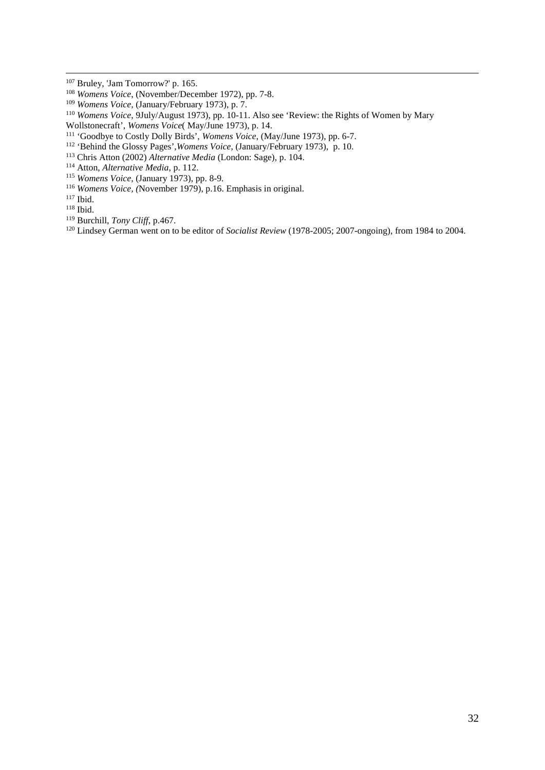[107] Bruley, 'Jam Tomorrow?' p. 165.

[108] *Womens Voice*, (November/December 1972), pp. 7-8.

[109] *Womens Voice*, (January/February 1973), p. 7.

[110] *Womens Voice*, 9July/August 1973), pp. 10-11. Also see 'Review: the Rights of Women by Mary Wollstonecraft', *Womens Voice*( May/June 1973), p. 14.

[111] 'Goodbye to Costly Dolly Birds', *Womens Voice*, (May/June 1973), pp. 6-7.

[112] 'Behind the Glossy Pages',*Womens Voice*, (January/February 1973), p. 10.

[113] Chris Atton (2002) *Alternative Media* (London: Sage), p. 104.

[114] Atton, *Alternative Media*, p. 112.

[115] *Womens Voice*, (January 1973), pp. 8-9.

[116] *Womens Voice, (*November 1979), p.16. Emphasis in original.

[117] Ibid.

[118] Ibid.

[119] Burchill, *Tony Cliff*, p.467.

[120] Lindsey German went on to be editor of *Socialist Review* (1978-2005; 2007-ongoing), from 1984 to 2004.